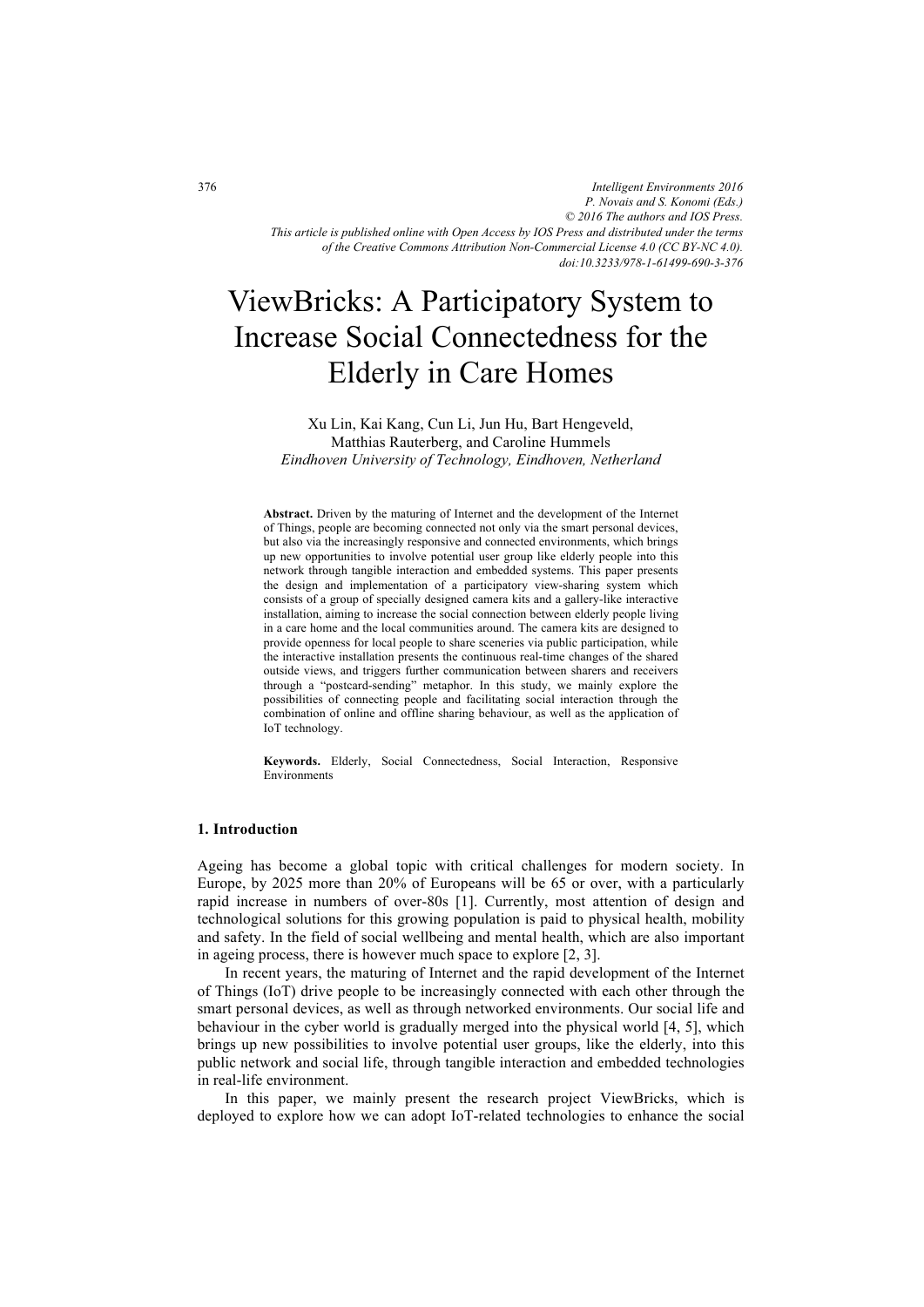# ViewBricks: A Participatory System to Increase Social Connectedness for the Elderly in Care Homes

Xu Lin, Kai Kang, Cun Li, Jun Hu, Bart Hengeveld, Matthias Rauterberg, and Caroline Hummels
*Eindhoven University of Technology, Eindhoven, Netherland*

**Abstract.** Driven by the maturing of Internet and the development of the Internet of Things, people are becoming connected not only via the smart personal devices, but also via the increasingly responsive and connected environments, which brings up new opportunities to involve potential user group like elderly people into this network through tangible interaction and embedded systems. This paper presents the design and implementation of a participatory view-sharing system which consists of a group of specially designed camera kits and a gallery-like interactive installation, aiming to increase the social connection between elderly people living in a care home and the local communities around. The camera kits are designed to provide openness for local people to share sceneries via public participation, while the interactive installation presents the continuous real-time changes of the shared outside views, and triggers further communication between sharers and receivers through a "postcard-sending" metaphor. In this study, we mainly explore the possibilities of connecting people and facilitating social interaction through the combination of online and offline sharing behaviour, as well as the application of IoT technology.

**Keywords.** Elderly, Social Connectedness, Social Interaction, Responsive Environments

## 1. Introduction

Ageing has become a global topic with critical challenges for modern society. In Europe, by 2025 more than 20% of Europeans will be 65 or over, with a particularly rapid increase in numbers of over-80s [1]. Currently, most attention of design and technological solutions for this growing population is paid to physical health, mobility and safety. In the field of social wellbeing and mental health, which are also important in ageing process, there is however much space to explore [2, 3].

In recent years, the maturing of Internet and the rapid development of the Internet of Things (IoT) drive people to be increasingly connected with each other through the smart personal devices, as well as through networked environments. Our social life and behaviour in the cyber world is gradually merged into the physical world [4, 5], which brings up new possibilities to involve potential user groups, like the elderly, into this public network and social life, through tangible interaction and embedded technologies in real-life environment.

In this paper, we mainly present the research project ViewBricks, which is deployed to explore how we can adopt IoT-related technologies to enhance the social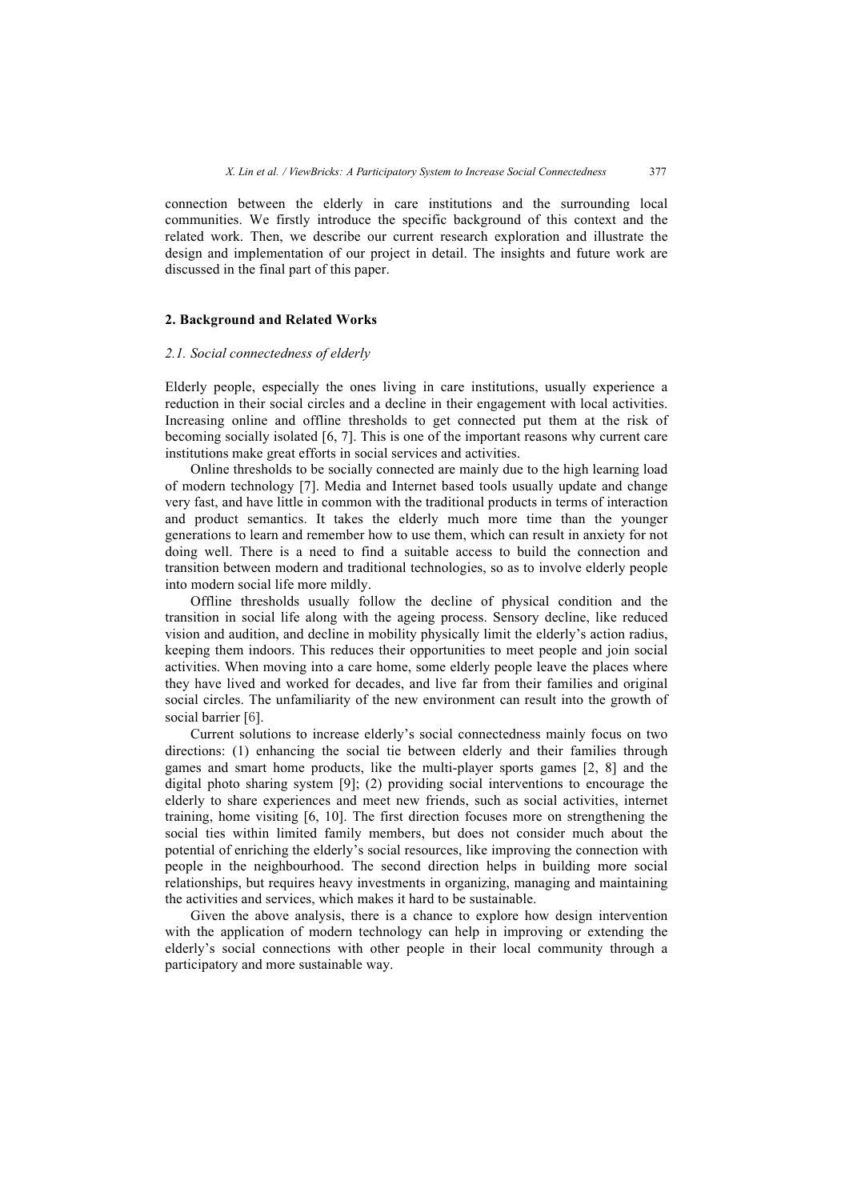connection between the elderly in care institutions and the surrounding local communities. We firstly introduce the specific background of this context and the related work. Then, we describe our current research exploration and illustrate the design and implementation of our project in detail. The insights and future work are discussed in the final part of this paper.

## 2. Background and Related Works

### *2.1. Social connectedness of elderly*

Elderly people, especially the ones living in care institutions, usually experience a reduction in their social circles and a decline in their engagement with local activities. Increasing online and offline thresholds to get connected put them at the risk of becoming socially isolated [6, 7]. This is one of the important reasons why current care institutions make great efforts in social services and activities.

Online thresholds to be socially connected are mainly due to the high learning load of modern technology [7]. Media and Internet based tools usually update and change very fast, and have little in common with the traditional products in terms of interaction and product semantics. It takes the elderly much more time than the younger generations to learn and remember how to use them, which can result in anxiety for not doing well. There is a need to find a suitable access to build the connection and transition between modern and traditional technologies, so as to involve elderly people into modern social life more mildly.

Offline thresholds usually follow the decline of physical condition and the transition in social life along with the ageing process. Sensory decline, like reduced vision and audition, and decline in mobility physically limit the elderly's action radius, keeping them indoors. This reduces their opportunities to meet people and join social activities. When moving into a care home, some elderly people leave the places where they have lived and worked for decades, and live far from their families and original social circles. The unfamiliarity of the new environment can result into the growth of social barrier [6].

Current solutions to increase elderly's social connectedness mainly focus on two directions: (1) enhancing the social tie between elderly and their families through games and smart home products, like the multi-player sports games [2, 8] and the digital photo sharing system [9]; (2) providing social interventions to encourage the elderly to share experiences and meet new friends, such as social activities, internet training, home visiting [6, 10]. The first direction focuses more on strengthening the social ties within limited family members, but does not consider much about the potential of enriching the elderly's social resources, like improving the connection with people in the neighbourhood. The second direction helps in building more social relationships, but requires heavy investments in organizing, managing and maintaining the activities and services, which makes it hard to be sustainable.

Given the above analysis, there is a chance to explore how design intervention with the application of modern technology can help in improving or extending the elderly's social connections with other people in their local community through a participatory and more sustainable way.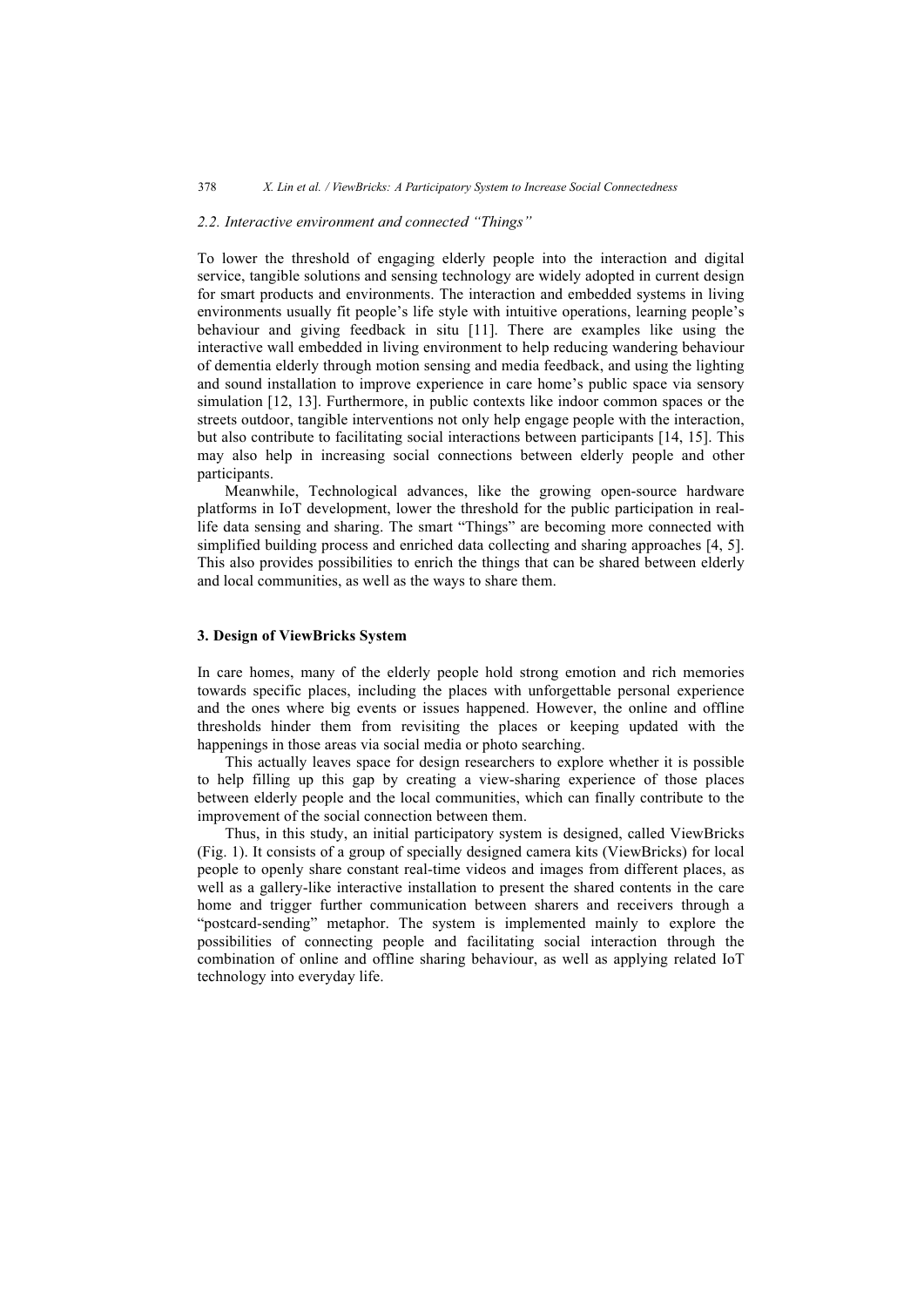### 2.2. Interactive environment and connected "Things"

To lower the threshold of engaging elderly people into the interaction and digital service, tangible solutions and sensing technology are widely adopted in current design for smart products and environments. The interaction and embedded systems in living environments usually fit people's life style with intuitive operations, learning people's behaviour and giving feedback in situ [11]. There are examples like using the interactive wall embedded in living environment to help reducing wandering behaviour of dementia elderly through motion sensing and media feedback, and using the lighting and sound installation to improve experience in care home's public space via sensory simulation [12, 13]. Furthermore, in public contexts like indoor common spaces or the streets outdoor, tangible interventions not only help engage people with the interaction, but also contribute to facilitating social interactions between participants [14, 15]. This may also help in increasing social connections between elderly people and other participants.

Meanwhile, Technological advances, like the growing open-source hardware platforms in IoT development, lower the threshold for the public participation in real-life data sensing and sharing. The smart "Things" are becoming more connected with simplified building process and enriched data collecting and sharing approaches [4, 5]. This also provides possibilities to enrich the things that can be shared between elderly and local communities, as well as the ways to share them.

## 3. Design of ViewBricks System

In care homes, many of the elderly people hold strong emotion and rich memories towards specific places, including the places with unforgettable personal experience and the ones where big events or issues happened. However, the online and offline thresholds hinder them from revisiting the places or keeping updated with the happenings in those areas via social media or photo searching.

This actually leaves space for design researchers to explore whether it is possible to help filling up this gap by creating a view-sharing experience of those places between elderly people and the local communities, which can finally contribute to the improvement of the social connection between them.

Thus, in this study, an initial participatory system is designed, called ViewBricks (Fig. 1). It consists of a group of specially designed camera kits (ViewBricks) for local people to openly share constant real-time videos and images from different places, as well as a gallery-like interactive installation to present the shared contents in the care home and trigger further communication between sharers and receivers through a "postcard-sending" metaphor. The system is implemented mainly to explore the possibilities of connecting people and facilitating social interaction through the combination of online and offline sharing behaviour, as well as applying related IoT technology into everyday life.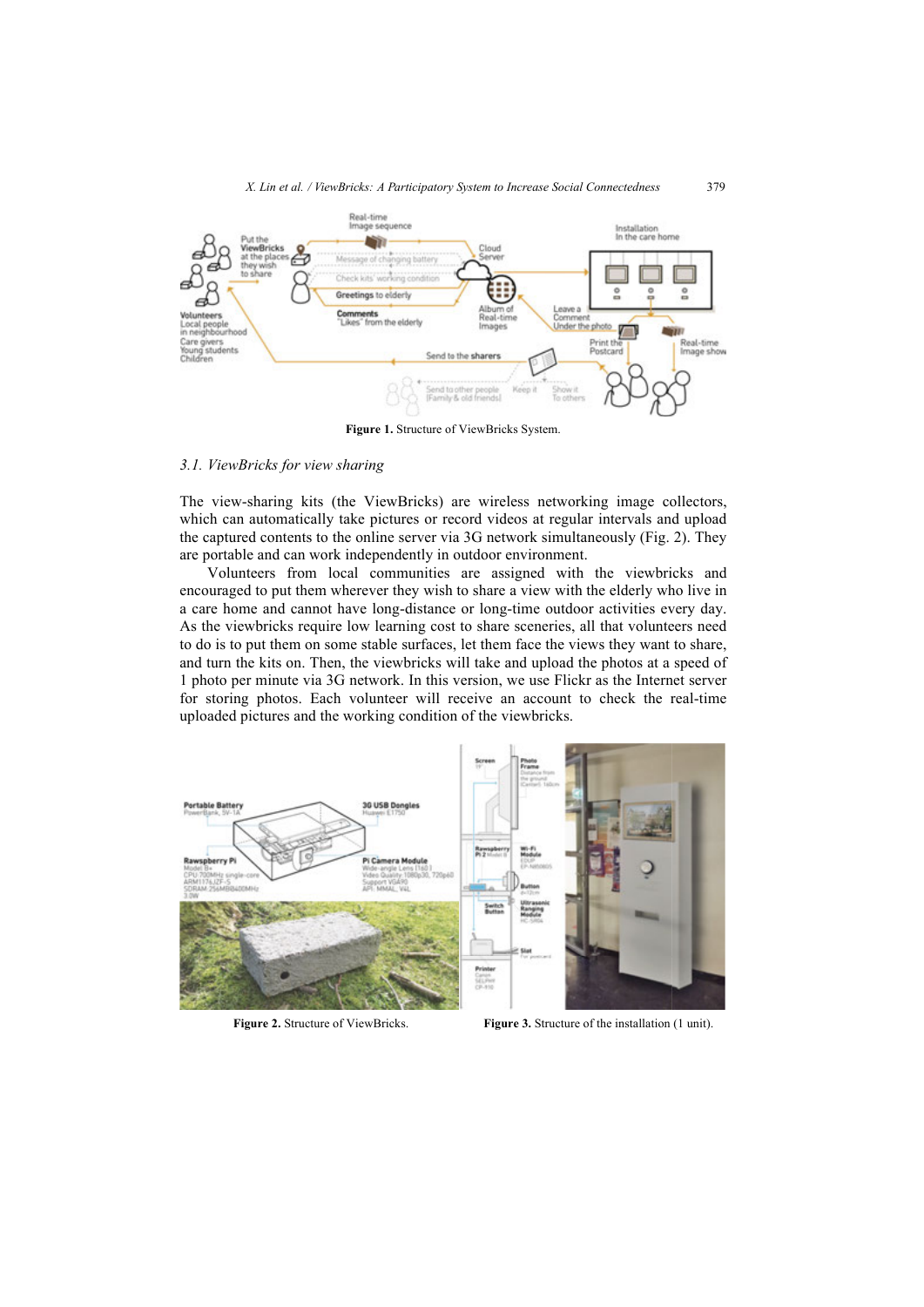Figure 1. Structure of ViewBricks System.

## 3.1. ViewBricks for view sharing

The view-sharing kits (the ViewBricks) are wireless networking image collectors, which can automatically take pictures or record videos at regular intervals and upload the captured contents to the online server via 3G network simultaneously (Fig. 2). They are portable and can work independently in outdoor environment.

Volunteers from local communities are assigned with the viewbricks and encouraged to put them wherever they wish to share a view with the elderly who live in a care home and cannot have long-distance or long-time outdoor activities every day. As the viewbricks require low learning cost to share sceneries, all that volunteers need to do is to put them on some stable surfaces, let them face the views they want to share, and turn the kits on. Then, the viewbricks will take and upload the photos at a speed of 1 photo per minute via 3G network. In this version, we use Flickr as the Internet server for storing photos. Each volunteer will receive an account to check the real-time uploaded pictures and the working condition of the viewbricks.

Figure 2. Structure of ViewBricks.

Figure 3. Structure of the installation (1 unit).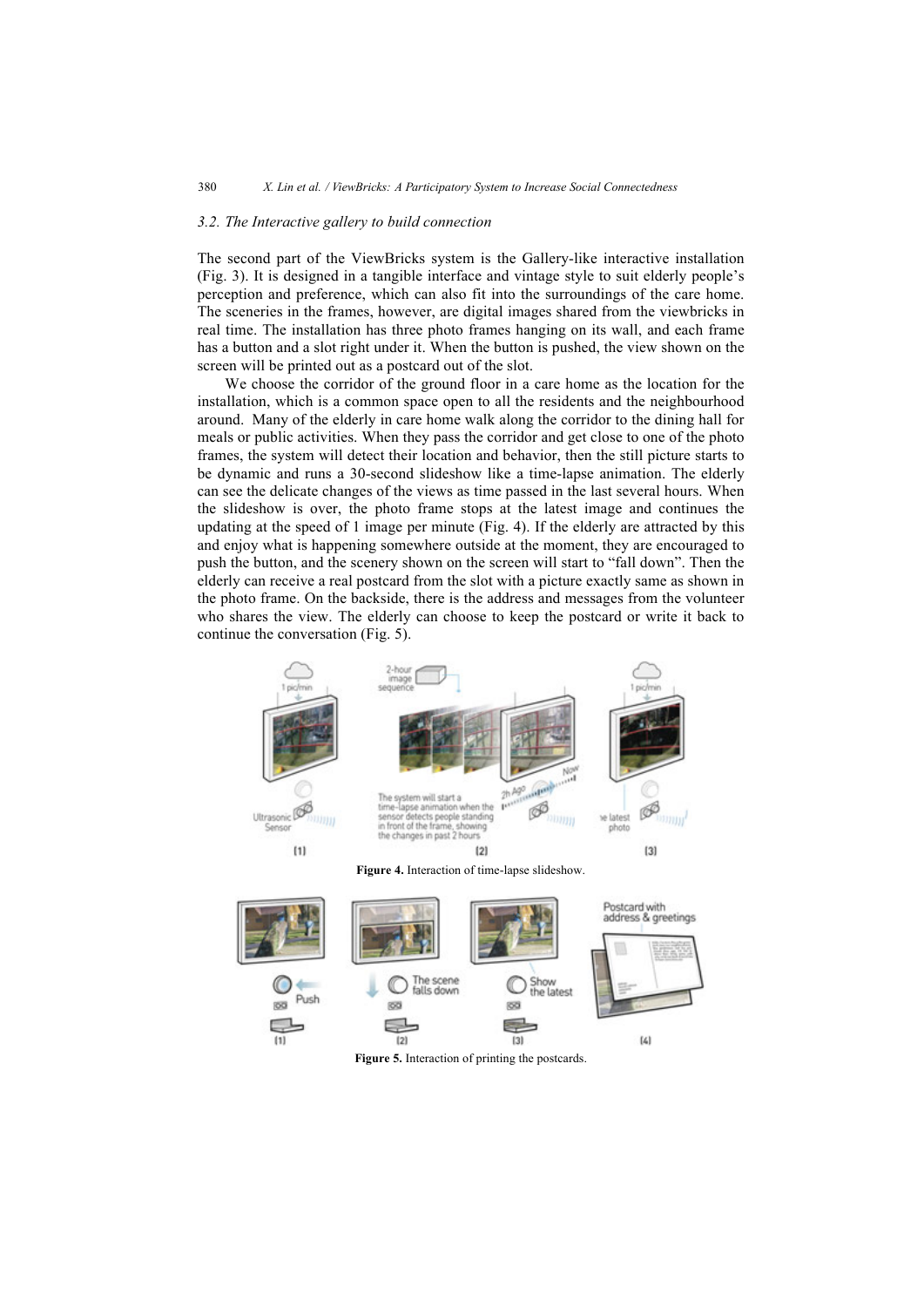### 3.2. The Interactive gallery to build connection

The second part of the ViewBricks system is the Gallery-like interactive installation (Fig. 3). It is designed in a tangible interface and vintage style to suit elderly people's perception and preference, which can also fit into the surroundings of the care home. The sceneries in the frames, however, are digital images shared from the viewbricks in real time. The installation has three photo frames hanging on its wall, and each frame has a button and a slot right under it. When the button is pushed, the view shown on the screen will be printed out as a postcard out of the slot.

We choose the corridor of the ground floor in a care home as the location for the installation, which is a common space open to all the residents and the neighbourhood around. Many of the elderly in care home walk along the corridor to the dining hall for meals or public activities. When they pass the corridor and get close to one of the photo frames, the system will detect their location and behavior, then the still picture starts to be dynamic and runs a 30-second slideshow like a time-lapse animation. The elderly can see the delicate changes of the views as time passed in the last several hours. When the slideshow is over, the photo frame stops at the latest image and continues the updating at the speed of 1 image per minute (Fig. 4). If the elderly are attracted by this and enjoy what is happening somewhere outside at the moment, they are encouraged to push the button, and the scenery shown on the screen will start to "fall down". Then the elderly can receive a real postcard from the slot with a picture exactly same as shown in the photo frame. On the backside, there is the address and messages from the volunteer who shares the view. The elderly can choose to keep the postcard or write it back to continue the conversation (Fig. 5).

**Figure 4.** Interaction of time-lapse slideshow.

**Figure 5.** Interaction of printing the postcards.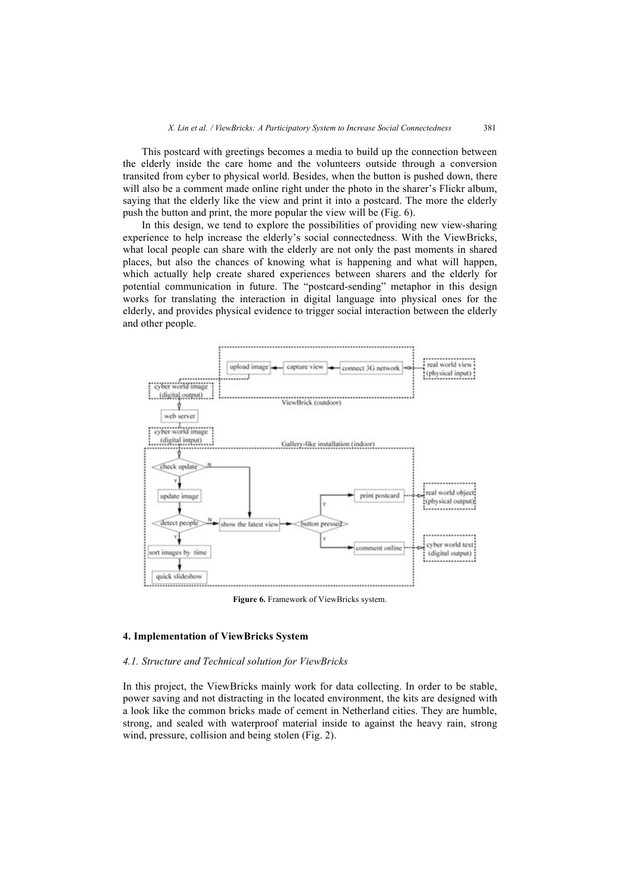This postcard with greetings becomes a media to build up the connection between the elderly inside the care home and the volunteers outside through a conversion transited from cyber to physical world. Besides, when the button is pushed down, there will also be a comment made online right under the photo in the sharer's Flickr album, saying that the elderly like the view and print it into a postcard. The more the elderly push the button and print, the more popular the view will be (Fig. 6).

In this design, we tend to explore the possibilities of providing new view-sharing experience to help increase the elderly's social connectedness. With the ViewBricks, what local people can share with the elderly are not only the past moments in shared places, but also the chances of knowing what is happening and what will happen, which actually help create shared experiences between sharers and the elderly for potential communication in future. The "postcard-sending" metaphor in this design works for translating the interaction in digital language into physical ones for the elderly, and provides physical evidence to trigger social interaction between the elderly and other people.

upload image
capture view
connect 3G network
real world view (physical input)
cyber world image (digital output)
ViewBrick (outdoor)
web server
cyber world image (digital intput)
Gallery-like installation (indoor)
check update
N
Y
update image
print postcard
real world object (physical output)
detect people
N
show the latest view
button pressed
Y
Y
sort images by time
comment online
cyber world text (digital output)
quick slideshow

**Figure 6.** Framework of ViewBricks system.

## 4. Implementation of ViewBricks System

### *4.1. Structure and Technical solution for ViewBricks*

In this project, the ViewBricks mainly work for data collecting. In order to be stable, power saving and not distracting in the located environment, the kits are designed with a look like the common bricks made of cement in Netherland cities. They are humble, strong, and sealed with waterproof material inside to against the heavy rain, strong wind, pressure, collision and being stolen (Fig. 2).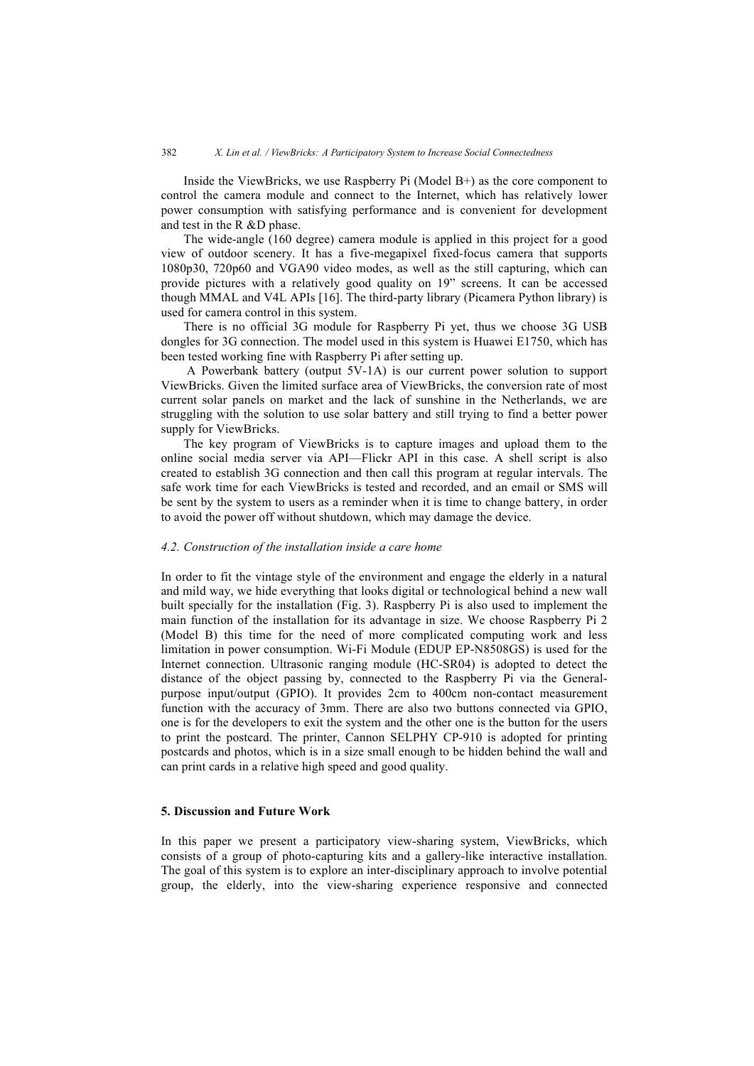Inside the ViewBricks, we use Raspberry Pi (Model B+) as the core component to control the camera module and connect to the Internet, which has relatively lower power consumption with satisfying performance and is convenient for development and test in the R &D phase.

The wide-angle (160 degree) camera module is applied in this project for a good view of outdoor scenery. It has a five-megapixel fixed-focus camera that supports 1080p30, 720p60 and VGA90 video modes, as well as the still capturing, which can provide pictures with a relatively good quality on 19" screens. It can be accessed though MMAL and V4L APIs [16]. The third-party library (Picamera Python library) is used for camera control in this system.

There is no official 3G module for Raspberry Pi yet, thus we choose 3G USB dongles for 3G connection. The model used in this system is Huawei E1750, which has been tested working fine with Raspberry Pi after setting up.

A Powerbank battery (output 5V-1A) is our current power solution to support ViewBricks. Given the limited surface area of ViewBricks, the conversion rate of most current solar panels on market and the lack of sunshine in the Netherlands, we are struggling with the solution to use solar battery and still trying to find a better power supply for ViewBricks.

The key program of ViewBricks is to capture images and upload them to the online social media server via API—Flickr API in this case. A shell script is also created to establish 3G connection and then call this program at regular intervals. The safe work time for each ViewBricks is tested and recorded, and an email or SMS will be sent by the system to users as a reminder when it is time to change battery, in order to avoid the power off without shutdown, which may damage the device.

### *4.2. Construction of the installation inside a care home*

In order to fit the vintage style of the environment and engage the elderly in a natural and mild way, we hide everything that looks digital or technological behind a new wall built specially for the installation (Fig. 3). Raspberry Pi is also used to implement the main function of the installation for its advantage in size. We choose Raspberry Pi 2 (Model B) this time for the need of more complicated computing work and less limitation in power consumption. Wi-Fi Module (EDUP EP-N8508GS) is used for the Internet connection. Ultrasonic ranging module (HC-SR04) is adopted to detect the distance of the object passing by, connected to the Raspberry Pi via the General-purpose input/output (GPIO). It provides 2cm to 400cm non-contact measurement function with the accuracy of 3mm. There are also two buttons connected via GPIO, one is for the developers to exit the system and the other one is the button for the users to print the postcard. The printer, Cannon SELPHY CP-910 is adopted for printing postcards and photos, which is in a size small enough to be hidden behind the wall and can print cards in a relative high speed and good quality.

## 5. Discussion and Future Work

In this paper we present a participatory view-sharing system, ViewBricks, which consists of a group of photo-capturing kits and a gallery-like interactive installation. The goal of this system is to explore an inter-disciplinary approach to involve potential group, the elderly, into the view-sharing experience responsive and connected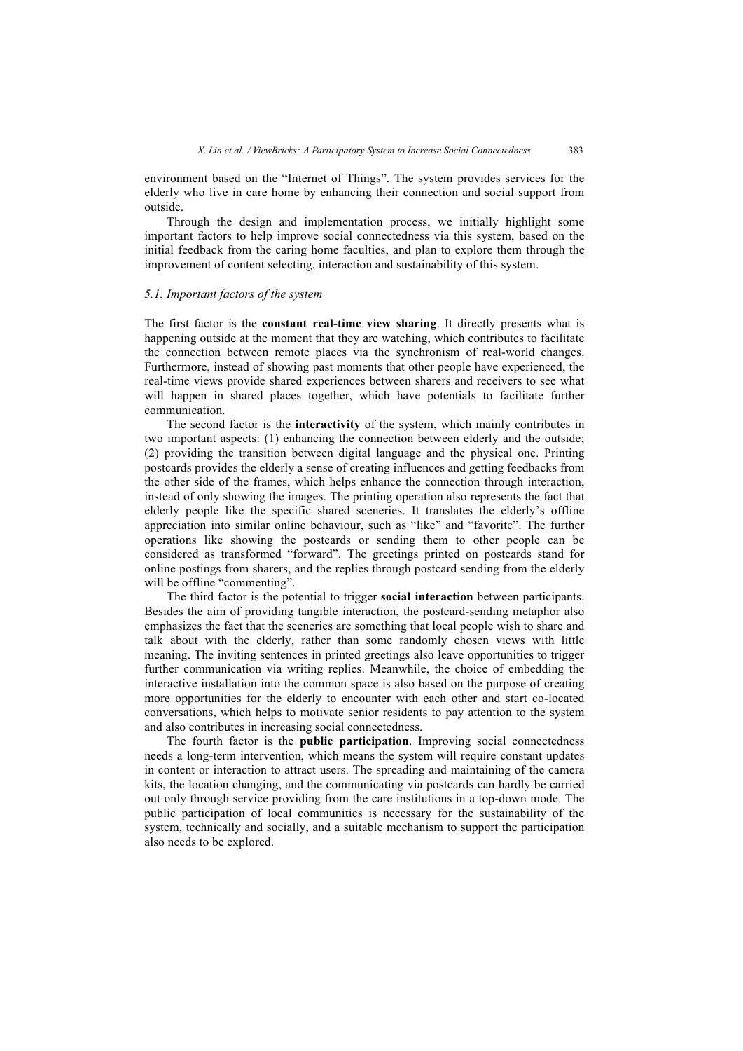environment based on the "Internet of Things". The system provides services for the elderly who live in care home by enhancing their connection and social support from outside.

Through the design and implementation process, we initially highlight some important factors to help improve social connectedness via this system, based on the initial feedback from the caring home faculties, and plan to explore them through the improvement of content selecting, interaction and sustainability of this system.

### *5.1. Important factors of the system*

The first factor is the **constant real-time view sharing**. It directly presents what is happening outside at the moment that they are watching, which contributes to facilitate the connection between remote places via the synchronism of real-world changes. Furthermore, instead of showing past moments that other people have experienced, the real-time views provide shared experiences between sharers and receivers to see what will happen in shared places together, which have potentials to facilitate further communication.

The second factor is the **interactivity** of the system, which mainly contributes in two important aspects: (1) enhancing the connection between elderly and the outside; (2) providing the transition between digital language and the physical one. Printing postcards provides the elderly a sense of creating influences and getting feedbacks from the other side of the frames, which helps enhance the connection through interaction, instead of only showing the images. The printing operation also represents the fact that elderly people like the specific shared sceneries. It translates the elderly's offline appreciation into similar online behaviour, such as "like" and "favorite". The further operations like showing the postcards or sending them to other people can be considered as transformed "forward". The greetings printed on postcards stand for online postings from sharers, and the replies through postcard sending from the elderly will be offline "commenting".

The third factor is the potential to trigger **social interaction** between participants. Besides the aim of providing tangible interaction, the postcard-sending metaphor also emphasizes the fact that the sceneries are something that local people wish to share and talk about with the elderly, rather than some randomly chosen views with little meaning. The inviting sentences in printed greetings also leave opportunities to trigger further communication via writing replies. Meanwhile, the choice of embedding the interactive installation into the common space is also based on the purpose of creating more opportunities for the elderly to encounter with each other and start co-located conversations, which helps to motivate senior residents to pay attention to the system and also contributes in increasing social connectedness.

The fourth factor is the **public participation**. Improving social connectedness needs a long-term intervention, which means the system will require constant updates in content or interaction to attract users. The spreading and maintaining of the camera kits, the location changing, and the communicating via postcards can hardly be carried out only through service providing from the care institutions in a top-down mode. The public participation of local communities is necessary for the sustainability of the system, technically and socially, and a suitable mechanism to support the participation also needs to be explored.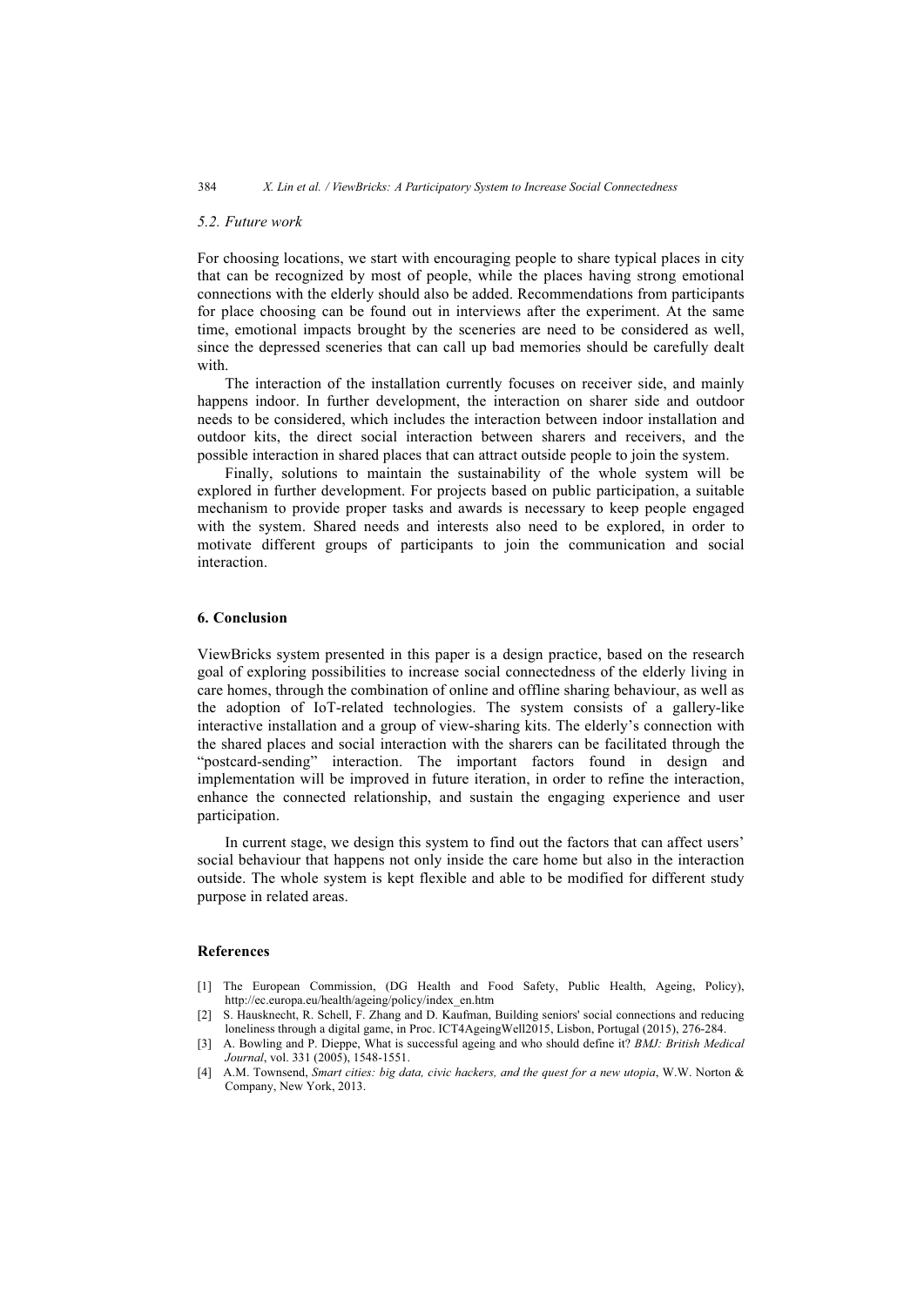### 5.2. Future work

For choosing locations, we start with encouraging people to share typical places in city that can be recognized by most of people, while the places having strong emotional connections with the elderly should also be added. Recommendations from participants for place choosing can be found out in interviews after the experiment. At the same time, emotional impacts brought by the sceneries are need to be considered as well, since the depressed sceneries that can call up bad memories should be carefully dealt with.

The interaction of the installation currently focuses on receiver side, and mainly happens indoor. In further development, the interaction on sharer side and outdoor needs to be considered, which includes the interaction between indoor installation and outdoor kits, the direct social interaction between sharers and receivers, and the possible interaction in shared places that can attract outside people to join the system.

Finally, solutions to maintain the sustainability of the whole system will be explored in further development. For projects based on public participation, a suitable mechanism to provide proper tasks and awards is necessary to keep people engaged with the system. Shared needs and interests also need to be explored, in order to motivate different groups of participants to join the communication and social interaction.

## 6. Conclusion

ViewBricks system presented in this paper is a design practice, based on the research goal of exploring possibilities to increase social connectedness of the elderly living in care homes, through the combination of online and offline sharing behaviour, as well as the adoption of IoT-related technologies. The system consists of a gallery-like interactive installation and a group of view-sharing kits. The elderly's connection with the shared places and social interaction with the sharers can be facilitated through the "postcard-sending" interaction. The important factors found in design and implementation will be improved in future iteration, in order to refine the interaction, enhance the connected relationship, and sustain the engaging experience and user participation.

In current stage, we design this system to find out the factors that can affect users' social behaviour that happens not only inside the care home but also in the interaction outside. The whole system is kept flexible and able to be modified for different study purpose in related areas.

## References

[1] The European Commission, (DG Health and Food Safety, Public Health, Ageing, Policy), http://ec.europa.eu/health/ageing/policy/index_en.htm

[2] S. Hausknecht, R. Schell, F. Zhang and D. Kaufman, Building seniors' social connections and reducing loneliness through a digital game, in Proc. ICT4AgeingWell2015, Lisbon, Portugal (2015), 276-284.

[3] A. Bowling and P. Dieppe, What is successful ageing and who should define it? *BMJ: British Medical Journal*, vol. 331 (2005), 1548-1551.

[4] A.M. Townsend, *Smart cities: big data, civic hackers, and the quest for a new utopia*, W.W. Norton & Company, New York, 2013.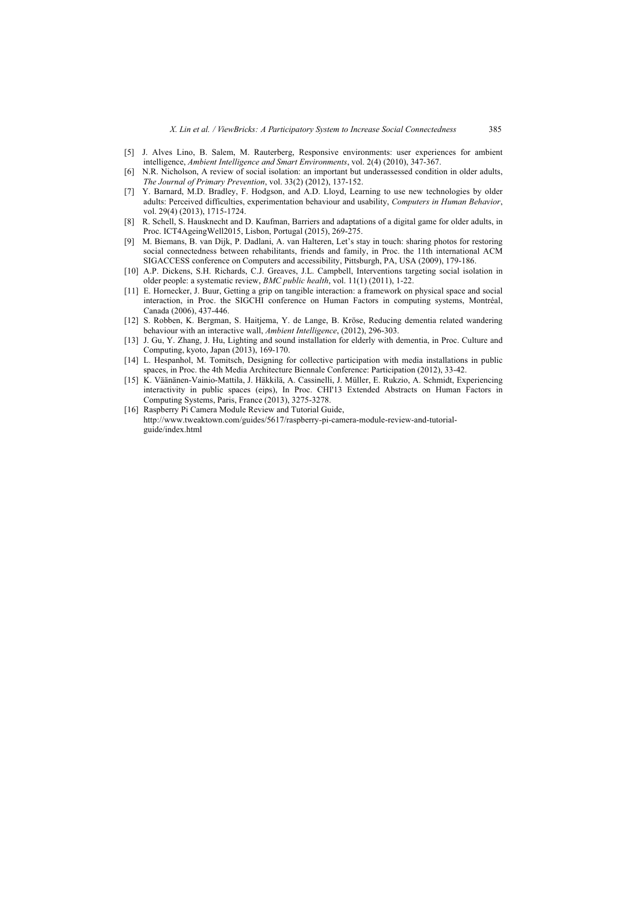[5] J. Alves Lino, B. Salem, M. Rauterberg, Responsive environments: user experiences for ambient intelligence, *Ambient Intelligence and Smart Environments*, vol. 2(4) (2010), 347-367.

[6] N.R. Nicholson, A review of social isolation: an important but underassessed condition in older adults, *The Journal of Primary Prevention*, vol. 33(2) (2012), 137-152.

[7] Y. Barnard, M.D. Bradley, F. Hodgson, and A.D. Lloyd, Learning to use new technologies by older adults: Perceived difficulties, experimentation behaviour and usability, *Computers in Human Behavior*, vol. 29(4) (2013), 1715-1724.

[8] R. Schell, S. Hausknecht and D. Kaufman, Barriers and adaptations of a digital game for older adults, in Proc. ICT4AgeingWell2015, Lisbon, Portugal (2015), 269-275.

[9] M. Biemans, B. van Dijk, P. Dadlani, A. van Halteren, Let's stay in touch: sharing photos for restoring social connectedness between rehabilitants, friends and family, in Proc. the 11th international ACM SIGACCESS conference on Computers and accessibility, Pittsburgh, PA, USA (2009), 179-186.

[10] A.P. Dickens, S.H. Richards, C.J. Greaves, J.L. Campbell, Interventions targeting social isolation in older people: a systematic review, *BMC public health*, vol. 11(1) (2011), 1-22.

[11] E. Hornecker, J. Buur, Getting a grip on tangible interaction: a framework on physical space and social interaction, in Proc. the SIGCHI conference on Human Factors in computing systems, Montréal, Canada (2006), 437-446.

[12] S. Robben, K. Bergman, S. Haitjema, Y. de Lange, B. Kröse, Reducing dementia related wandering behaviour with an interactive wall, *Ambient Intelligence*, (2012), 296-303.

[13] J. Gu, Y. Zhang, J. Hu, Lighting and sound installation for elderly with dementia, in Proc. Culture and Computing, kyoto, Japan (2013), 169-170.

[14] L. Hespanhol, M. Tomitsch, Designing for collective participation with media installations in public spaces, in Proc. the 4th Media Architecture Biennale Conference: Participation (2012), 33-42.

[15] K. Väänänen-Vainio-Mattila, J. Häkkilä, A. Cassinelli, J. Müller, E. Rukzio, A. Schmidt, Experiencing interactivity in public spaces (eips), In Proc. CHI'13 Extended Abstracts on Human Factors in Computing Systems, Paris, France (2013), 3275-3278.

[16] Raspberry Pi Camera Module Review and Tutorial Guide, http://www.tweaktown.com/guides/5617/raspberry-pi-camera-module-review-and-tutorial-guide/index.html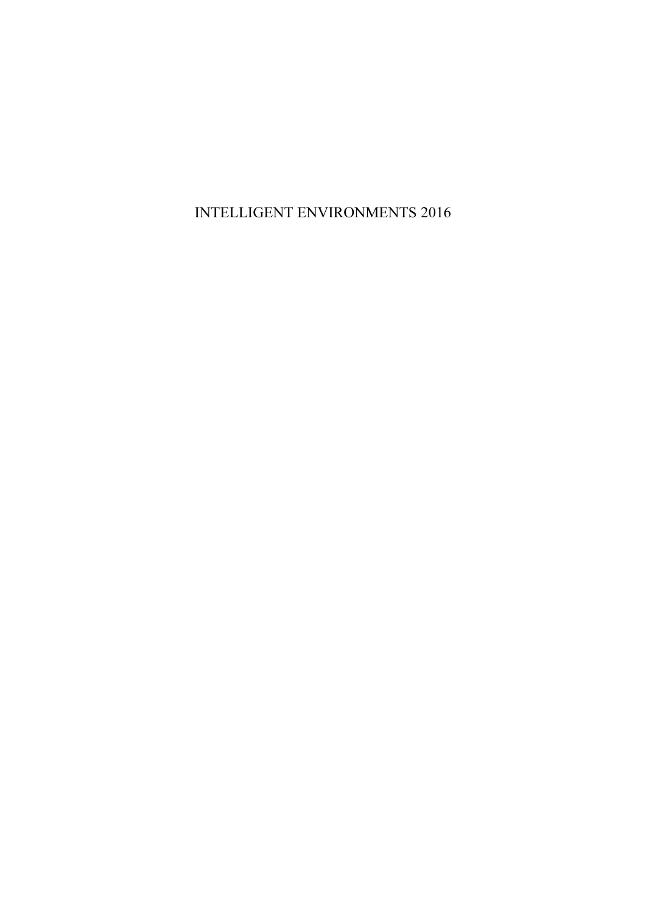INTELLIGENT ENVIRONMENTS 2016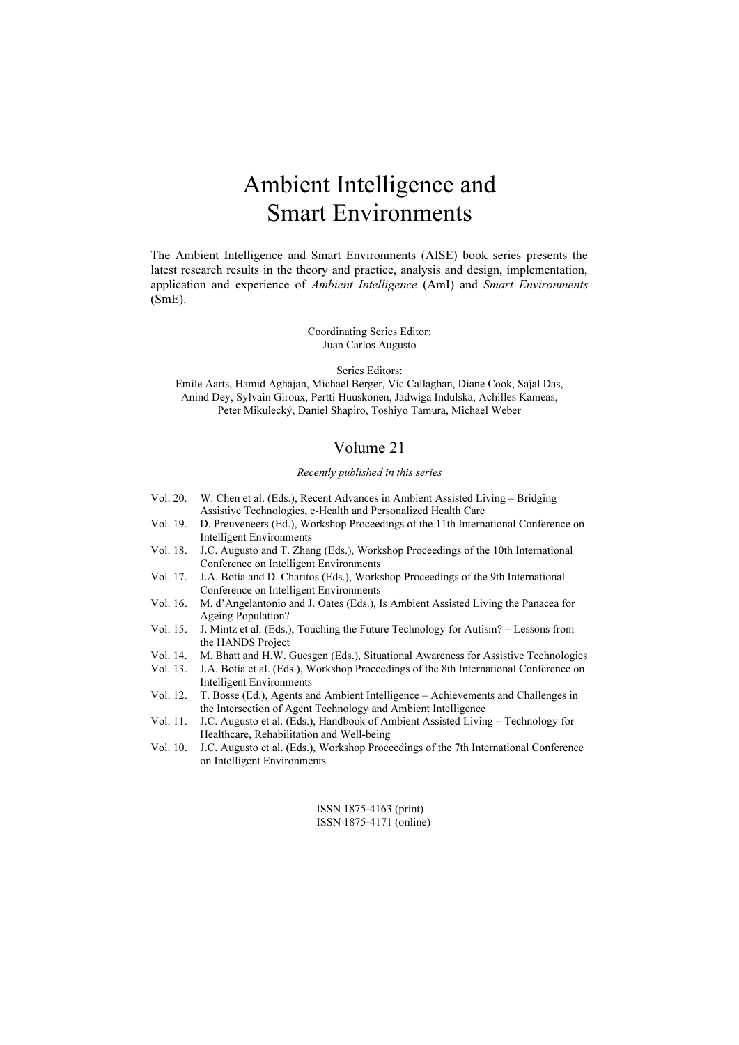# Ambient Intelligence and Smart Environments

The Ambient Intelligence and Smart Environments (AISE) book series presents the latest research results in the theory and practice, analysis and design, implementation, application and experience of *Ambient Intelligence* (AmI) and *Smart Environments* (SmE).

Coordinating Series Editor:
Juan Carlos Augusto

Series Editors:
Emile Aarts, Hamid Aghajan, Michael Berger, Vic Callaghan, Diane Cook, Sajal Das, Anind Dey, Sylvain Giroux, Pertti Huuskonen, Jadwiga Indulska, Achilles Kameas, Peter Mikulecký, Daniel Shapiro, Toshiyo Tamura, Michael Weber

## Volume 21

*Recently published in this series*

- Vol. 20. W. Chen et al. (Eds.), Recent Advances in Ambient Assisted Living – Bridging Assistive Technologies, e-Health and Personalized Health Care
- Vol. 19. D. Preuveneers (Ed.), Workshop Proceedings of the 11th International Conference on Intelligent Environments
- Vol. 18. J.C. Augusto and T. Zhang (Eds.), Workshop Proceedings of the 10th International Conference on Intelligent Environments
- Vol. 17. J.A. Botía and D. Charitos (Eds.), Workshop Proceedings of the 9th International Conference on Intelligent Environments
- Vol. 16. M. d'Angelantonio and J. Oates (Eds.), Is Ambient Assisted Living the Panacea for Ageing Population?
- Vol. 15. J. Mintz et al. (Eds.), Touching the Future Technology for Autism? – Lessons from the HANDS Project
- Vol. 14. M. Bhatt and H.W. Guesgen (Eds.), Situational Awareness for Assistive Technologies
- Vol. 13. J.A. Botía et al. (Eds.), Workshop Proceedings of the 8th International Conference on Intelligent Environments
- Vol. 12. T. Bosse (Ed.), Agents and Ambient Intelligence – Achievements and Challenges in the Intersection of Agent Technology and Ambient Intelligence
- Vol. 11. J.C. Augusto et al. (Eds.), Handbook of Ambient Assisted Living – Technology for Healthcare, Rehabilitation and Well-being
- Vol. 10. J.C. Augusto et al. (Eds.), Workshop Proceedings of the 7th International Conference on Intelligent Environments

ISSN 1875-4163 (print)
ISSN 1875-4171 (online)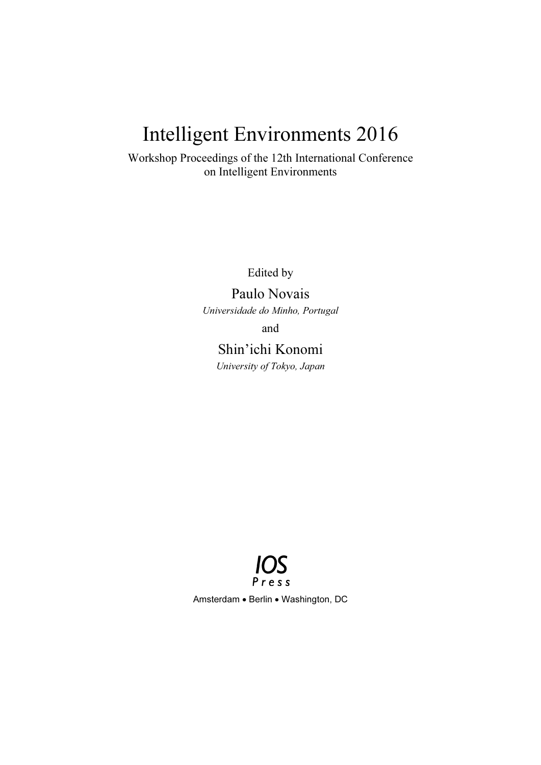# Intelligent Environments 2016

Workshop Proceedings of the 12th International Conference on Intelligent Environments

Edited by

Paulo Novais

*Universidade do Minho, Portugal*

and

Shin'ichi Konomi

*University of Tokyo, Japan*

IOS Press

Amsterdam • Berlin • Washington, DC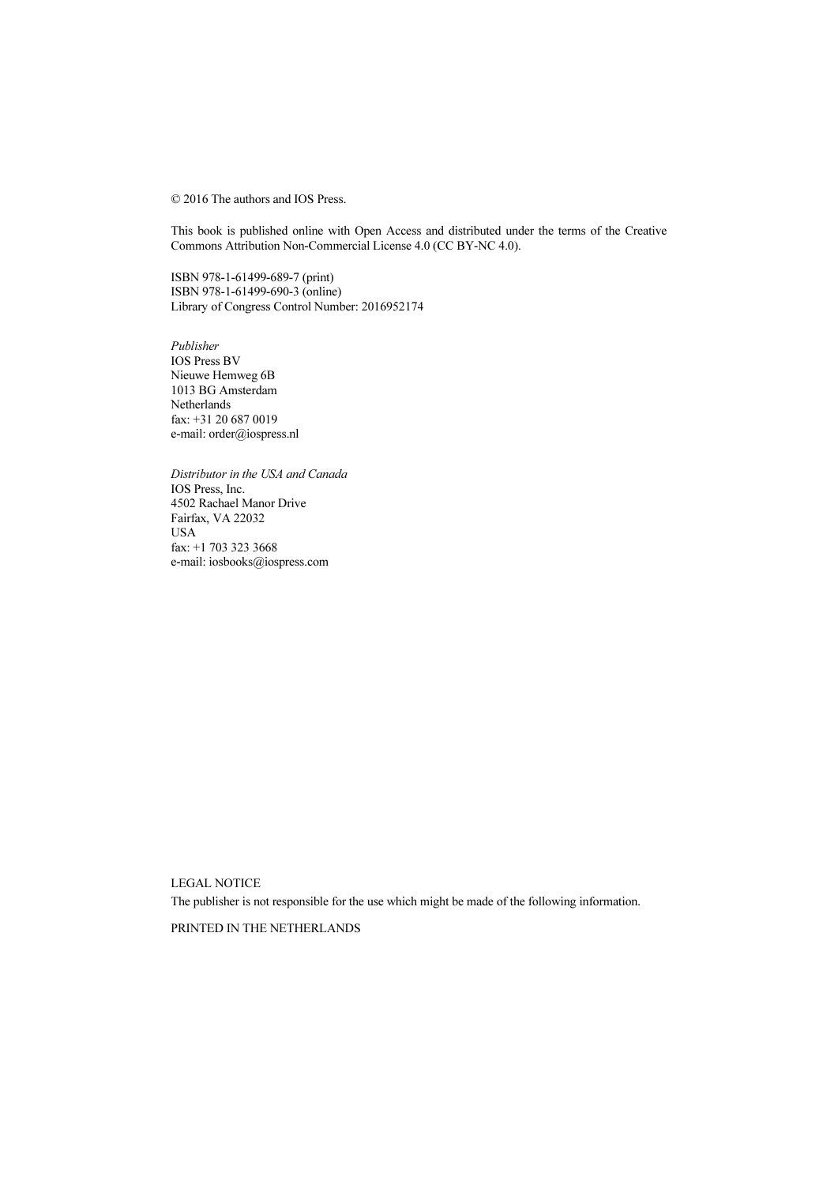© 2016 The authors and IOS Press.

This book is published online with Open Access and distributed under the terms of the Creative Commons Attribution Non-Commercial License 4.0 (CC BY-NC 4.0).

ISBN 978-1-61499-689-7 (print)
ISBN 978-1-61499-690-3 (online)
Library of Congress Control Number: 2016952174

*Publisher*
IOS Press BV
Nieuwe Hemweg 6B
1013 BG Amsterdam
Netherlands
fax: +31 20 687 0019
e-mail: order@iospress.nl

*Distributor in the USA and Canada*
IOS Press, Inc.
4502 Rachael Manor Drive
Fairfax, VA 22032
USA
fax: +1 703 323 3668
e-mail: iosbooks@iospress.com

LEGAL NOTICE

The publisher is not responsible for the use which might be made of the following information.

PRINTED IN THE NETHERLANDS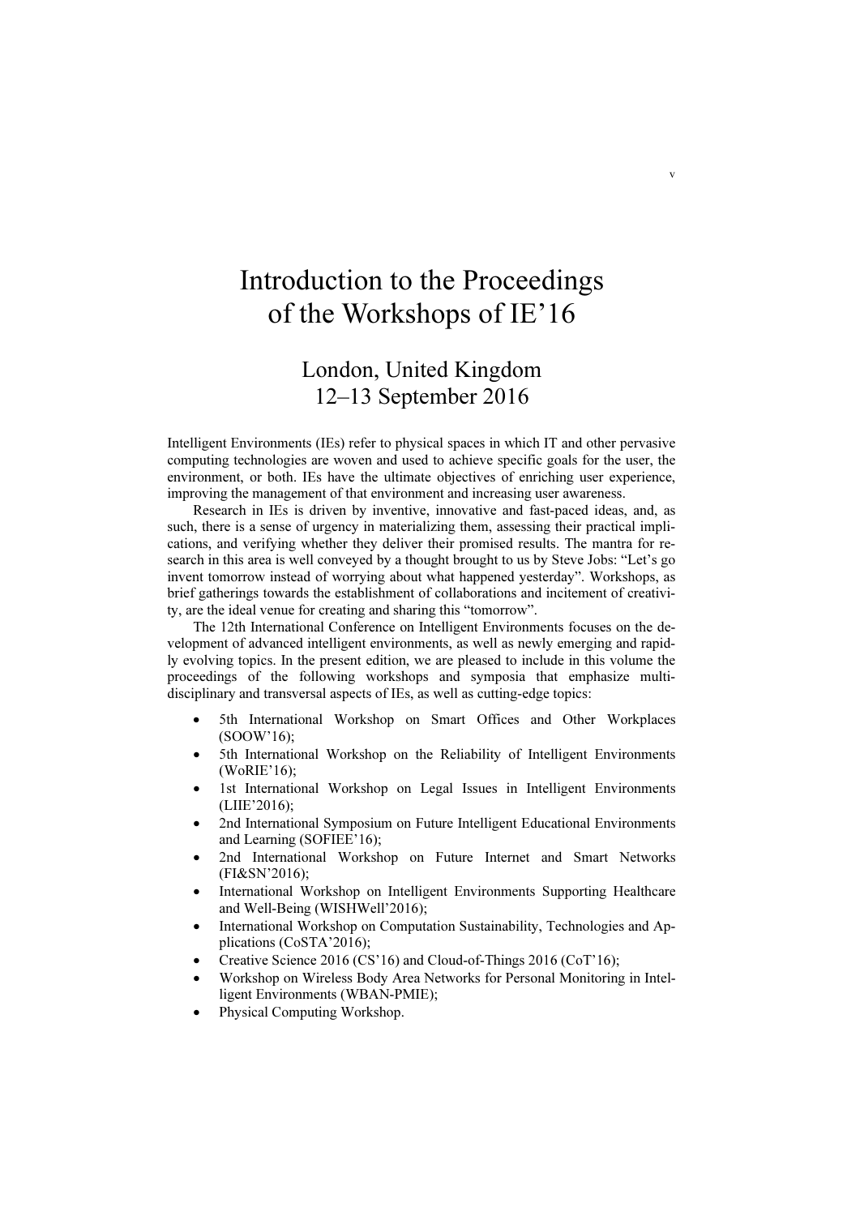# Introduction to the Proceedings of the Workshops of IE'16

## London, United Kingdom
## 12–13 September 2016

Intelligent Environments (IEs) refer to physical spaces in which IT and other pervasive computing technologies are woven and used to achieve specific goals for the user, the environment, or both. IEs have the ultimate objectives of enriching user experience, improving the management of that environment and increasing user awareness.

Research in IEs is driven by inventive, innovative and fast-paced ideas, and, as such, there is a sense of urgency in materializing them, assessing their practical implications, and verifying whether they deliver their promised results. The mantra for research in this area is well conveyed by a thought brought to us by Steve Jobs: "Let's go invent tomorrow instead of worrying about what happened yesterday". Workshops, as brief gatherings towards the establishment of collaborations and incitement of creativity, are the ideal venue for creating and sharing this "tomorrow".

The 12th International Conference on Intelligent Environments focuses on the development of advanced intelligent environments, as well as newly emerging and rapidly evolving topics. In the present edition, we are pleased to include in this volume the proceedings of the following workshops and symposia that emphasize multi-disciplinary and transversal aspects of IEs, as well as cutting-edge topics:

- 5th International Workshop on Smart Offices and Other Workplaces (SOOW'16);
- 5th International Workshop on the Reliability of Intelligent Environments (WoRIE'16);
- 1st International Workshop on Legal Issues in Intelligent Environments (LIIE'2016);
- 2nd International Symposium on Future Intelligent Educational Environments and Learning (SOFIEE'16);
- 2nd International Workshop on Future Internet and Smart Networks (FI&SN'2016);
- International Workshop on Intelligent Environments Supporting Healthcare and Well-Being (WISHWell'2016);
- International Workshop on Computation Sustainability, Technologies and Applications (CoSTA'2016);
- Creative Science 2016 (CS'16) and Cloud-of-Things 2016 (CoT'16);
- Workshop on Wireless Body Area Networks for Personal Monitoring in Intelligent Environments (WBAN-PMIE);
- Physical Computing Workshop.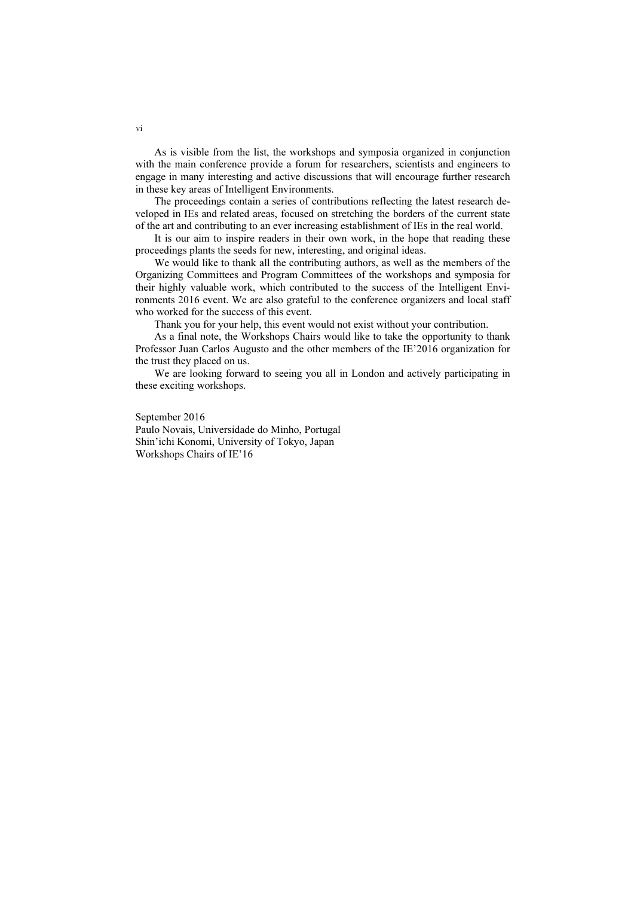As is visible from the list, the workshops and symposia organized in conjunction with the main conference provide a forum for researchers, scientists and engineers to engage in many interesting and active discussions that will encourage further research in these key areas of Intelligent Environments.

The proceedings contain a series of contributions reflecting the latest research developed in IEs and related areas, focused on stretching the borders of the current state of the art and contributing to an ever increasing establishment of IEs in the real world.

It is our aim to inspire readers in their own work, in the hope that reading these proceedings plants the seeds for new, interesting, and original ideas.

We would like to thank all the contributing authors, as well as the members of the Organizing Committees and Program Committees of the workshops and symposia for their highly valuable work, which contributed to the success of the Intelligent Environments 2016 event. We are also grateful to the conference organizers and local staff who worked for the success of this event.

Thank you for your help, this event would not exist without your contribution.

As a final note, the Workshops Chairs would like to take the opportunity to thank Professor Juan Carlos Augusto and the other members of the IE'2016 organization for the trust they placed on us.

We are looking forward to seeing you all in London and actively participating in these exciting workshops.

September 2016
Paulo Novais, Universidade do Minho, Portugal
Shin'ichi Konomi, University of Tokyo, Japan
Workshops Chairs of IE'16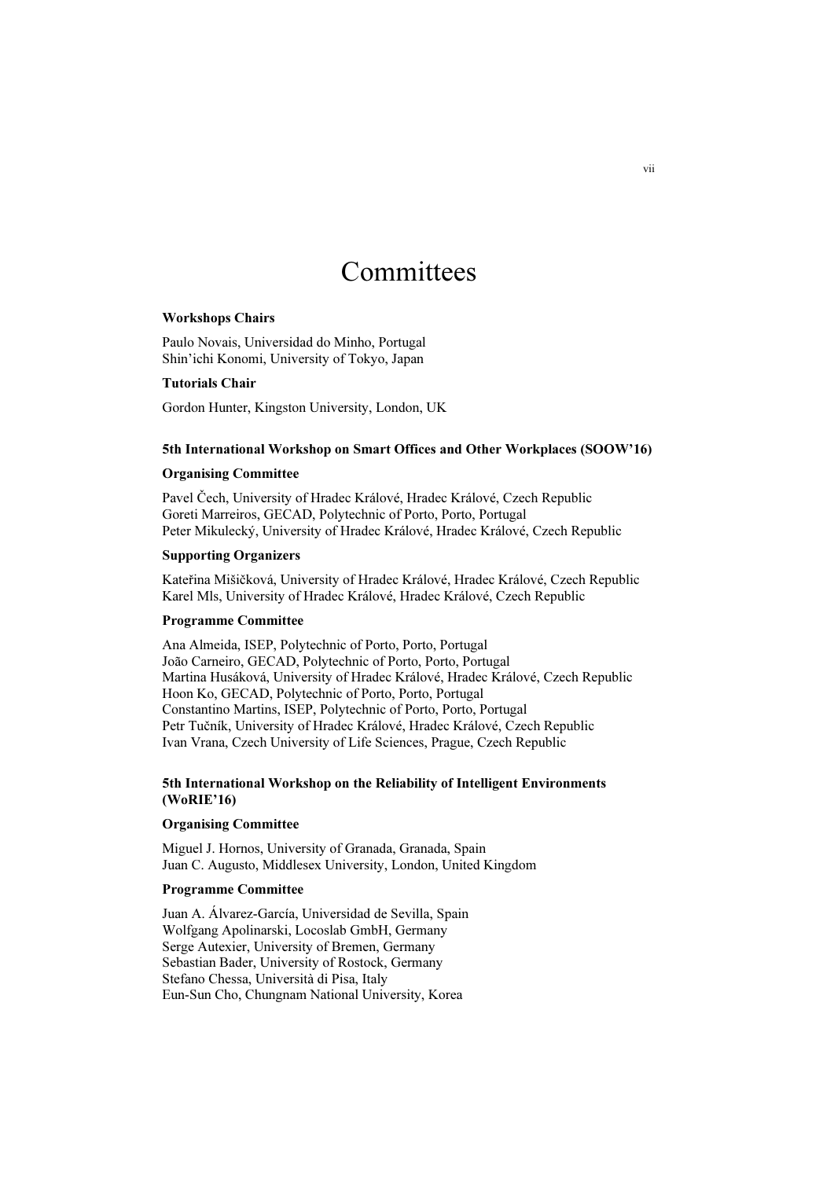# Committees

**Workshops Chairs**

Paulo Novais, Universidad do Minho, Portugal
Shin'ichi Konomi, University of Tokyo, Japan

**Tutorials Chair**

Gordon Hunter, Kingston University, London, UK

## 5th International Workshop on Smart Offices and Other Workplaces (SOOW'16)

**Organising Committee**

Pavel Čech, University of Hradec Králové, Hradec Králové, Czech Republic
Goreti Marreiros, GECAD, Polytechnic of Porto, Porto, Portugal
Peter Mikulecký, University of Hradec Králové, Hradec Králové, Czech Republic

**Supporting Organizers**

Kateřina Mišičková, University of Hradec Králové, Hradec Králové, Czech Republic
Karel Mls, University of Hradec Králové, Hradec Králové, Czech Republic

**Programme Committee**

Ana Almeida, ISEP, Polytechnic of Porto, Porto, Portugal
João Carneiro, GECAD, Polytechnic of Porto, Porto, Portugal
Martina Husáková, University of Hradec Králové, Hradec Králové, Czech Republic
Hoon Ko, GECAD, Polytechnic of Porto, Porto, Portugal
Constantino Martins, ISEP, Polytechnic of Porto, Porto, Portugal
Petr Tučník, University of Hradec Králové, Hradec Králové, Czech Republic
Ivan Vrana, Czech University of Life Sciences, Prague, Czech Republic

## 5th International Workshop on the Reliability of Intelligent Environments (WoRIE'16)

**Organising Committee**

Miguel J. Hornos, University of Granada, Granada, Spain
Juan C. Augusto, Middlesex University, London, United Kingdom

**Programme Committee**

Juan A. Álvarez-García, Universidad de Sevilla, Spain
Wolfgang Apolinarski, Locoslab GmbH, Germany
Serge Autexier, University of Bremen, Germany
Sebastian Bader, University of Rostock, Germany
Stefano Chessa, Università di Pisa, Italy
Eun-Sun Cho, Chungnam National University, Korea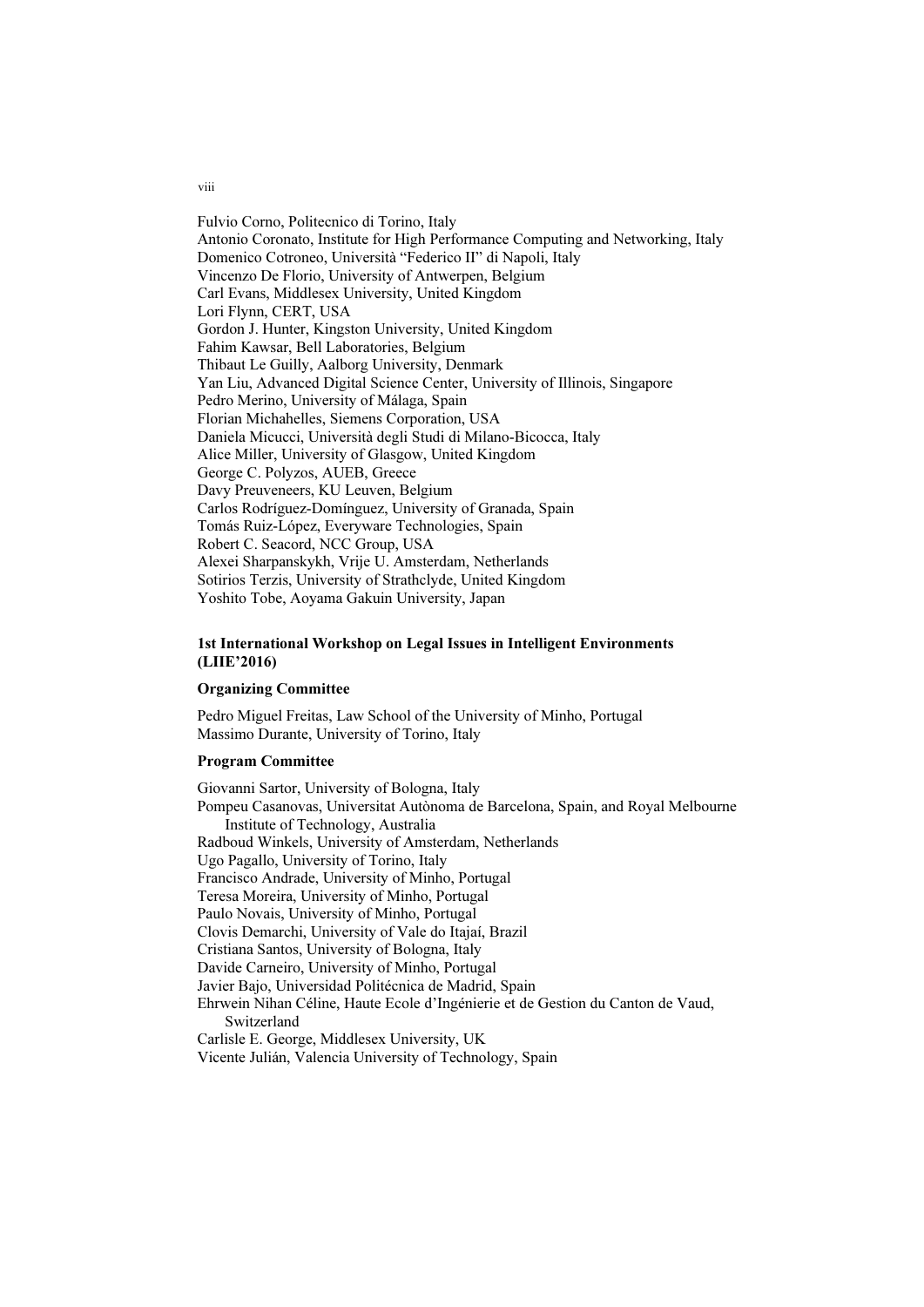Fulvio Corno, Politecnico di Torino, Italy
Antonio Coronato, Institute for High Performance Computing and Networking, Italy
Domenico Cotroneo, Università "Federico II" di Napoli, Italy
Vincenzo De Florio, University of Antwerpen, Belgium
Carl Evans, Middlesex University, United Kingdom
Lori Flynn, CERT, USA
Gordon J. Hunter, Kingston University, United Kingdom
Fahim Kawsar, Bell Laboratories, Belgium
Thibaut Le Guilly, Aalborg University, Denmark
Yan Liu, Advanced Digital Science Center, University of Illinois, Singapore
Pedro Merino, University of Málaga, Spain
Florian Michahelles, Siemens Corporation, USA
Daniela Micucci, Università degli Studi di Milano-Bicocca, Italy
Alice Miller, University of Glasgow, United Kingdom
George C. Polyzos, AUEB, Greece
Davy Preuveneers, KU Leuven, Belgium
Carlos Rodríguez-Domínguez, University of Granada, Spain
Tomás Ruiz-López, Everyware Technologies, Spain
Robert C. Seacord, NCC Group, USA
Alexei Sharpanskykh, Vrije U. Amsterdam, Netherlands
Sotirios Terzis, University of Strathclyde, United Kingdom
Yoshito Tobe, Aoyama Gakuin University, Japan

## 1st International Workshop on Legal Issues in Intelligent Environments (LIIE'2016)

### Organizing Committee

Pedro Miguel Freitas, Law School of the University of Minho, Portugal
Massimo Durante, University of Torino, Italy

### Program Committee

Giovanni Sartor, University of Bologna, Italy
Pompeu Casanovas, Universitat Autònoma de Barcelona, Spain, and Royal Melbourne Institute of Technology, Australia
Radboud Winkels, University of Amsterdam, Netherlands
Ugo Pagallo, University of Torino, Italy
Francisco Andrade, University of Minho, Portugal
Teresa Moreira, University of Minho, Portugal
Paulo Novais, University of Minho, Portugal
Clovis Demarchi, University of Vale do Itajaí, Brazil
Cristiana Santos, University of Bologna, Italy
Davide Carneiro, University of Minho, Portugal
Javier Bajo, Universidad Politécnica de Madrid, Spain
Ehrwein Nihan Céline, Haute Ecole d'Ingénierie et de Gestion du Canton de Vaud, Switzerland
Carlisle E. George, Middlesex University, UK
Vicente Julián, Valencia University of Technology, Spain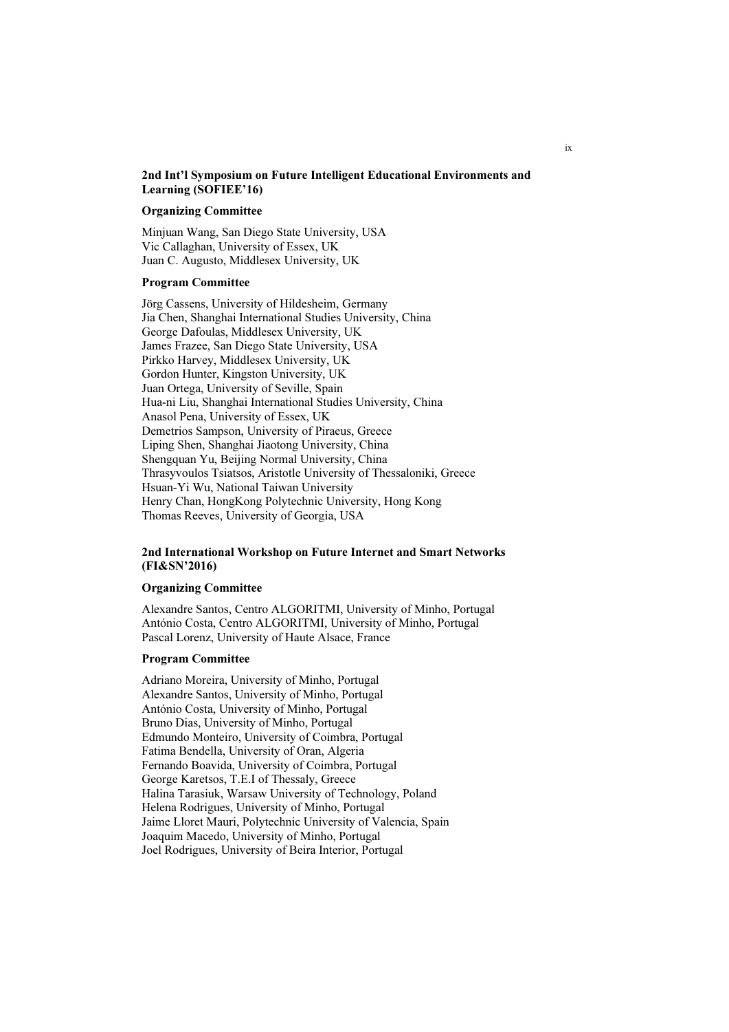## 2nd Int'l Symposium on Future Intelligent Educational Environments and Learning (SOFIEE'16)

### Organizing Committee

Minjuan Wang, San Diego State University, USA
Vic Callaghan, University of Essex, UK
Juan C. Augusto, Middlesex University, UK

### Program Committee

Jörg Cassens, University of Hildesheim, Germany
Jia Chen, Shanghai International Studies University, China
George Dafoulas, Middlesex University, UK
James Frazee, San Diego State University, USA
Pirkko Harvey, Middlesex University, UK
Gordon Hunter, Kingston University, UK
Juan Ortega, University of Seville, Spain
Hua-ni Liu, Shanghai International Studies University, China
Anasol Pena, University of Essex, UK
Demetrios Sampson, University of Piraeus, Greece
Liping Shen, Shanghai Jiaotong University, China
Shengquan Yu, Beijing Normal University, China
Thrasyvoulos Tsiatsos, Aristotle University of Thessaloniki, Greece
Hsuan-Yi Wu, National Taiwan University
Henry Chan, HongKong Polytechnic University, Hong Kong
Thomas Reeves, University of Georgia, USA

## 2nd International Workshop on Future Internet and Smart Networks (FI&SN'2016)

### Organizing Committee

Alexandre Santos, Centro ALGORITMI, University of Minho, Portugal
António Costa, Centro ALGORITMI, University of Minho, Portugal
Pascal Lorenz, University of Haute Alsace, France

### Program Committee

Adriano Moreira, University of Minho, Portugal
Alexandre Santos, University of Minho, Portugal
António Costa, University of Minho, Portugal
Bruno Dias, University of Minho, Portugal
Edmundo Monteiro, University of Coimbra, Portugal
Fatima Bendella, University of Oran, Algeria
Fernando Boavida, University of Coimbra, Portugal
George Karetsos, T.E.I of Thessaly, Greece
Halina Tarasiuk, Warsaw University of Technology, Poland
Helena Rodrigues, University of Minho, Portugal
Jaime Lloret Mauri, Polytechnic University of Valencia, Spain
Joaquim Macedo, University of Minho, Portugal
Joel Rodrigues, University of Beira Interior, Portugal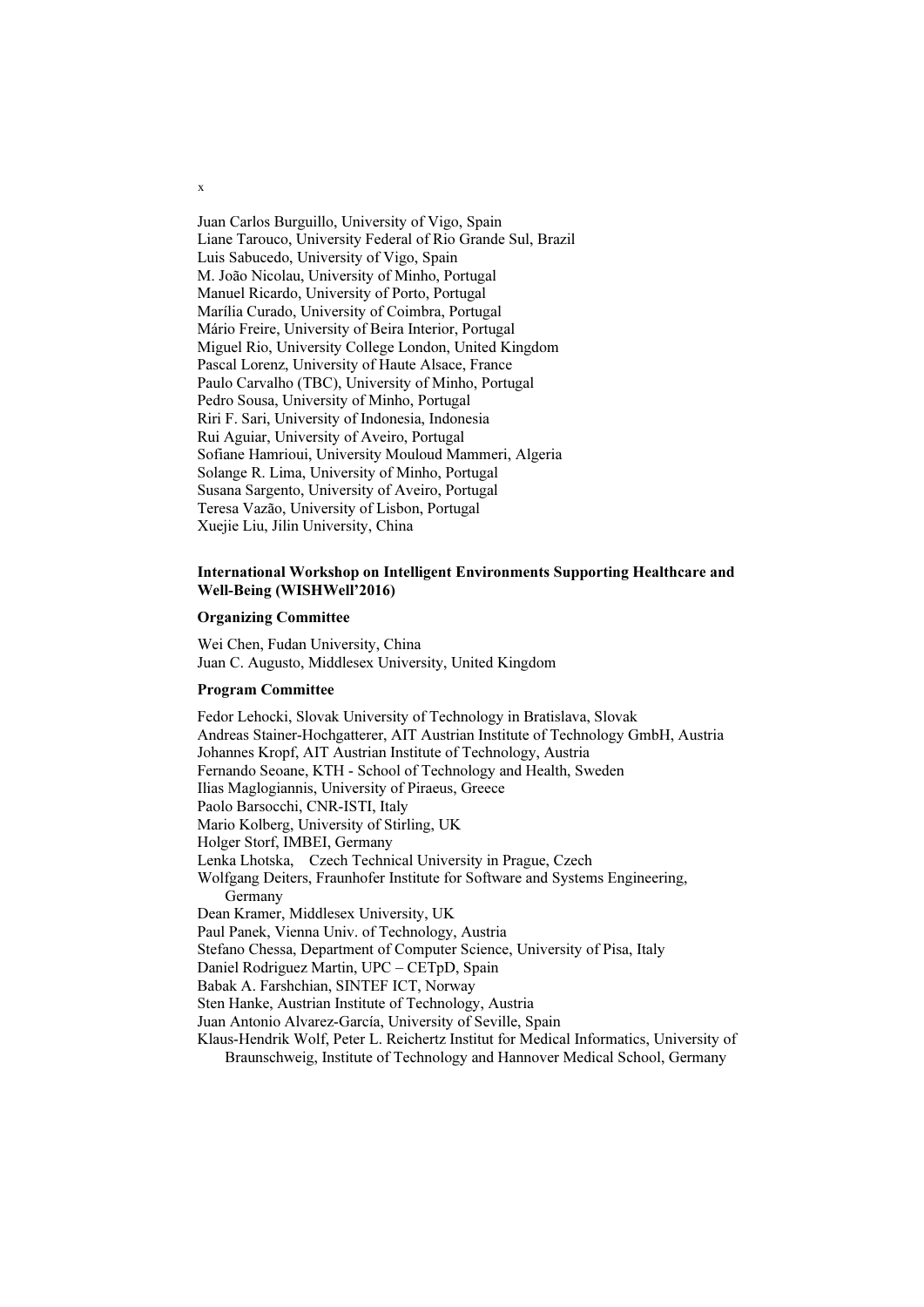Juan Carlos Burguillo, University of Vigo, Spain
Liane Tarouco, University Federal of Rio Grande Sul, Brazil
Luis Sabucedo, University of Vigo, Spain
M. João Nicolau, University of Minho, Portugal
Manuel Ricardo, University of Porto, Portugal
Marília Curado, University of Coimbra, Portugal
Mário Freire, University of Beira Interior, Portugal
Miguel Rio, University College London, United Kingdom
Pascal Lorenz, University of Haute Alsace, France
Paulo Carvalho (TBC), University of Minho, Portugal
Pedro Sousa, University of Minho, Portugal
Riri F. Sari, University of Indonesia, Indonesia
Rui Aguiar, University of Aveiro, Portugal
Sofiane Hamrioui, University Mouloud Mammeri, Algeria
Solange R. Lima, University of Minho, Portugal
Susana Sargento, University of Aveiro, Portugal
Teresa Vazão, University of Lisbon, Portugal
Xuejie Liu, Jilin University, China

## International Workshop on Intelligent Environments Supporting Healthcare and Well-Being (WISHWell'2016)

### Organizing Committee

Wei Chen, Fudan University, China
Juan C. Augusto, Middlesex University, United Kingdom

### Program Committee

Fedor Lehocki, Slovak University of Technology in Bratislava, Slovak
Andreas Stainer-Hochgatterer, AIT Austrian Institute of Technology GmbH, Austria
Johannes Kropf, AIT Austrian Institute of Technology, Austria
Fernando Seoane, KTH - School of Technology and Health, Sweden
Ilias Maglogiannis, University of Piraeus, Greece
Paolo Barsocchi, CNR-ISTI, Italy
Mario Kolberg, University of Stirling, UK
Holger Storf, IMBEI, Germany
Lenka Lhotska, Czech Technical University in Prague, Czech
Wolfgang Deiters, Fraunhofer Institute for Software and Systems Engineering, Germany
Dean Kramer, Middlesex University, UK
Paul Panek, Vienna Univ. of Technology, Austria
Stefano Chessa, Department of Computer Science, University of Pisa, Italy
Daniel Rodriguez Martin, UPC – CETpD, Spain
Babak A. Farshchian, SINTEF ICT, Norway
Sten Hanke, Austrian Institute of Technology, Austria
Juan Antonio Alvarez-García, University of Seville, Spain
Klaus-Hendrik Wolf, Peter L. Reichertz Institut for Medical Informatics, University of Braunschweig, Institute of Technology and Hannover Medical School, Germany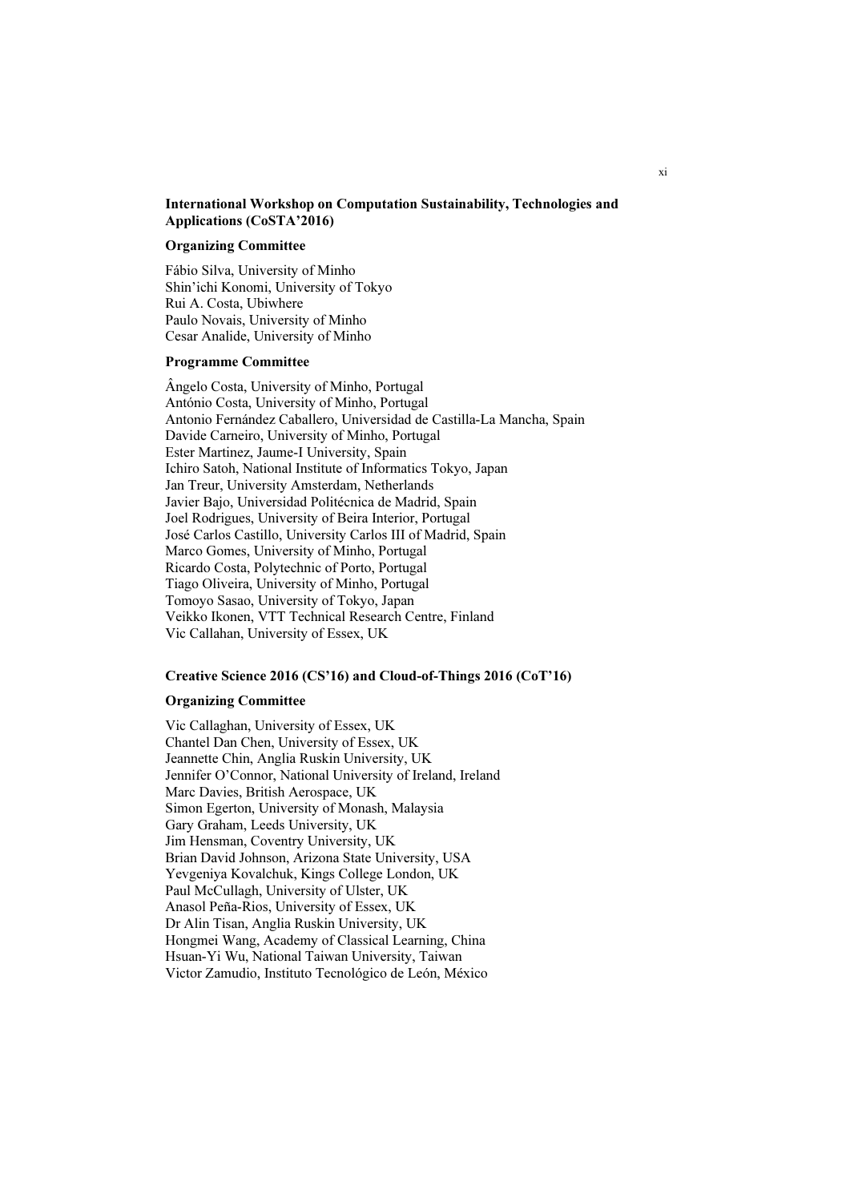## International Workshop on Computation Sustainability, Technologies and Applications (CoSTA'2016)

### Organizing Committee

Fábio Silva, University of Minho
Shin'ichi Konomi, University of Tokyo
Rui A. Costa, Ubiwhere
Paulo Novais, University of Minho
Cesar Analide, University of Minho

### Programme Committee

Ângelo Costa, University of Minho, Portugal
António Costa, University of Minho, Portugal
Antonio Fernández Caballero, Universidad de Castilla-La Mancha, Spain
Davide Carneiro, University of Minho, Portugal
Ester Martinez, Jaume-I University, Spain
Ichiro Satoh, National Institute of Informatics Tokyo, Japan
Jan Treur, University Amsterdam, Netherlands
Javier Bajo, Universidad Politécnica de Madrid, Spain
Joel Rodrigues, University of Beira Interior, Portugal
José Carlos Castillo, University Carlos III of Madrid, Spain
Marco Gomes, University of Minho, Portugal
Ricardo Costa, Polytechnic of Porto, Portugal
Tiago Oliveira, University of Minho, Portugal
Tomoyo Sasao, University of Tokyo, Japan
Veikko Ikonen, VTT Technical Research Centre, Finland
Vic Callahan, University of Essex, UK

## Creative Science 2016 (CS'16) and Cloud-of-Things 2016 (CoT'16)

### Organizing Committee

Vic Callaghan, University of Essex, UK
Chantel Dan Chen, University of Essex, UK
Jeannette Chin, Anglia Ruskin University, UK
Jennifer O'Connor, National University of Ireland, Ireland
Marc Davies, British Aerospace, UK
Simon Egerton, University of Monash, Malaysia
Gary Graham, Leeds University, UK
Jim Hensman, Coventry University, UK
Brian David Johnson, Arizona State University, USA
Yevgeniya Kovalchuk, Kings College London, UK
Paul McCullagh, University of Ulster, UK
Anasol Peña-Rios, University of Essex, UK
Dr Alin Tisan, Anglia Ruskin University, UK
Hongmei Wang, Academy of Classical Learning, China
Hsuan-Yi Wu, National Taiwan University, Taiwan
Victor Zamudio, Instituto Tecnológico de León, México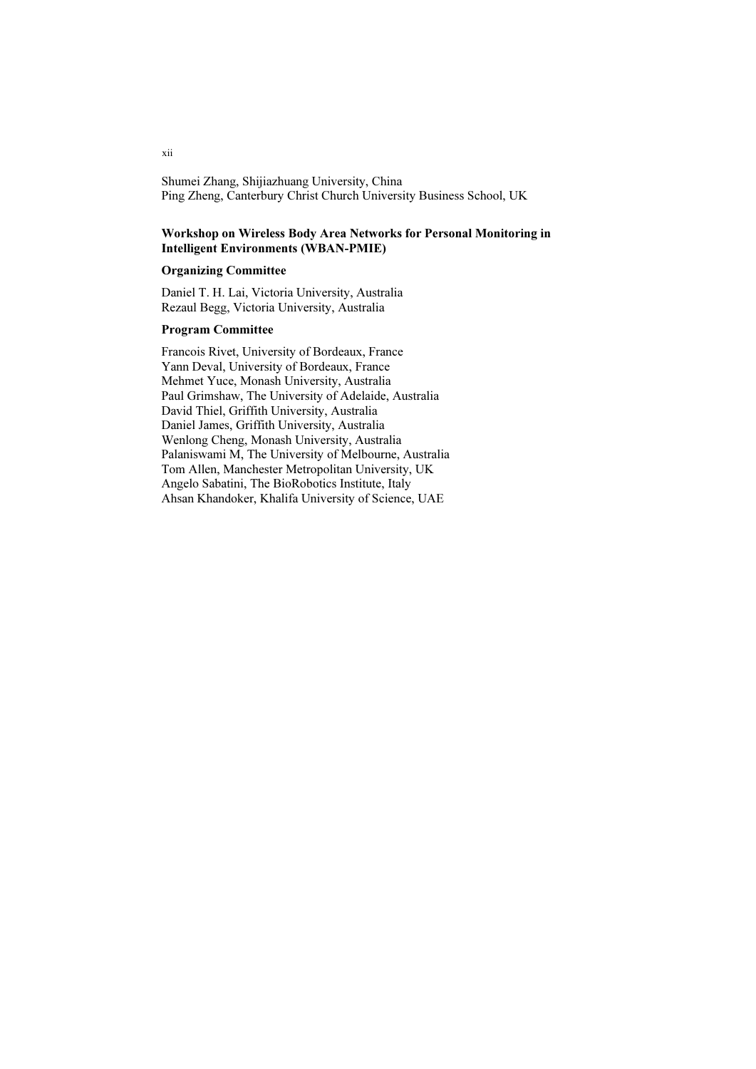Shumei Zhang, Shijiazhuang University, China
Ping Zheng, Canterbury Christ Church University Business School, UK

### Workshop on Wireless Body Area Networks for Personal Monitoring in Intelligent Environments (WBAN-PMIE)

#### Organizing Committee

Daniel T. H. Lai, Victoria University, Australia
Rezaul Begg, Victoria University, Australia

#### Program Committee

Francois Rivet, University of Bordeaux, France
Yann Deval, University of Bordeaux, France
Mehmet Yuce, Monash University, Australia
Paul Grimshaw, The University of Adelaide, Australia
David Thiel, Griffith University, Australia
Daniel James, Griffith University, Australia
Wenlong Cheng, Monash University, Australia
Palaniswami M, The University of Melbourne, Australia
Tom Allen, Manchester Metropolitan University, UK
Angelo Sabatini, The BioRobotics Institute, Italy
Ahsan Khandoker, Khalifa University of Science, UAE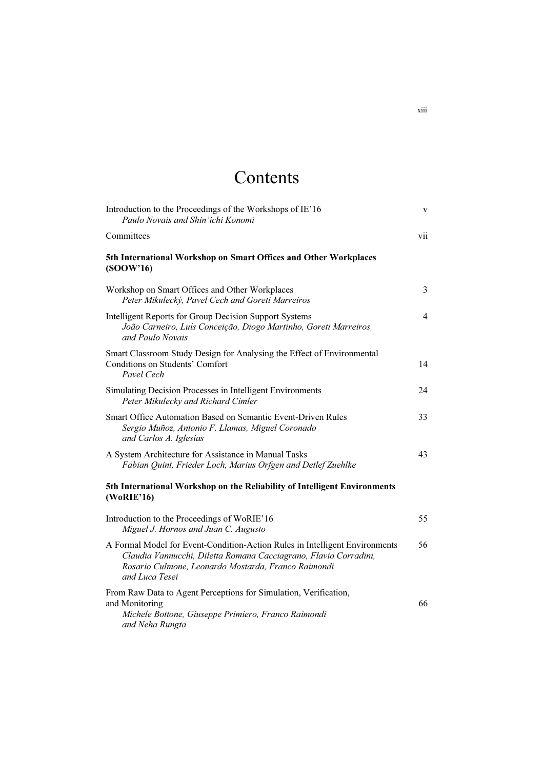# Contents

Introduction to the Proceedings of the Workshops of IE'16 v
*Paulo Novais and Shin'ichi Konomi*

Committees vii

## 5th International Workshop on Smart Offices and Other Workplaces (SOOW'16)

Workshop on Smart Offices and Other Workplaces 3
*Peter Mikulecký, Pavel Cech and Goreti Marreiros*

Intelligent Reports for Group Decision Support Systems 4
*João Carneiro, Luís Conceição, Diogo Martinho, Goreti Marreiros and Paulo Novais*

Smart Classroom Study Design for Analysing the Effect of Environmental Conditions on Students' Comfort 14
*Pavel Cech*

Simulating Decision Processes in Intelligent Environments 24
*Peter Mikulecky and Richard Cimler*

Smart Office Automation Based on Semantic Event-Driven Rules 33
*Sergio Muñoz, Antonio F. Llamas, Miguel Coronado and Carlos A. Iglesias*

A System Architecture for Assistance in Manual Tasks 43
*Fabian Quint, Frieder Loch, Marius Orfgen and Detlef Zuehlke*

## 5th International Workshop on the Reliability of Intelligent Environments (WoRIE'16)

Introduction to the Proceedings of WoRIE'16 55
*Miguel J. Hornos and Juan C. Augusto*

A Formal Model for Event-Condition-Action Rules in Intelligent Environments 56
*Claudia Vannucchi, Diletta Romana Cacciagrano, Flavio Corradini, Rosario Culmone, Leonardo Mostarda, Franco Raimondi and Luca Tesei*

From Raw Data to Agent Perceptions for Simulation, Verification, and Monitoring 66
*Michele Bottone, Giuseppe Primiero, Franco Raimondi and Neha Rungta*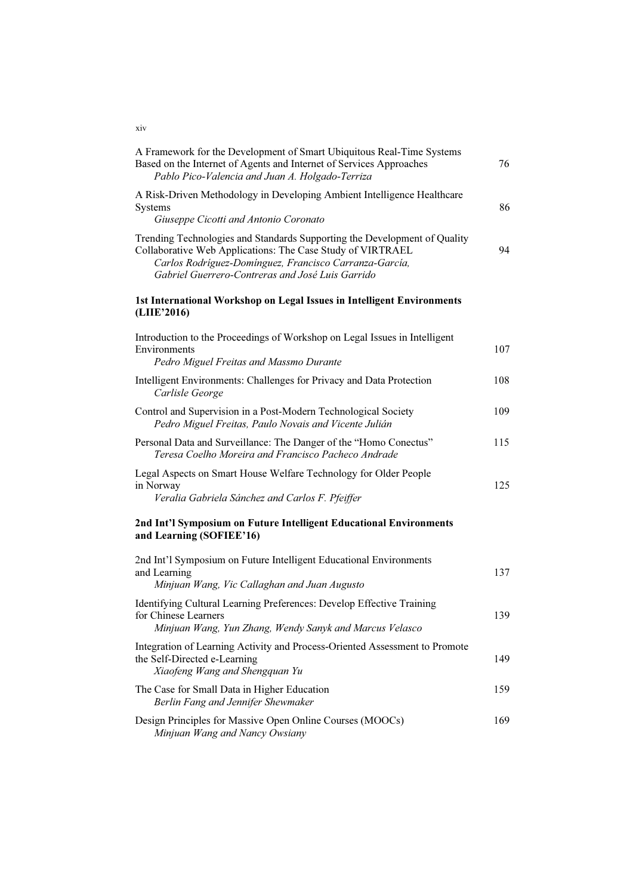A Framework for the Development of Smart Ubiquitous Real-Time Systems Based on the Internet of Agents and Internet of Services Approaches 76
*Pablo Pico-Valencia and Juan A. Holgado-Terriza*

A Risk-Driven Methodology in Developing Ambient Intelligence Healthcare Systems 86
*Giuseppe Cicotti and Antonio Coronato*

Trending Technologies and Standards Supporting the Development of Quality Collaborative Web Applications: The Case Study of VIRTRAEL 94
*Carlos Rodríguez-Domínguez, Francisco Carranza-García, Gabriel Guerrero-Contreras and José Luis Garrido*

**1st International Workshop on Legal Issues in Intelligent Environments (LIIE'2016)**

Introduction to the Proceedings of Workshop on Legal Issues in Intelligent Environments 107
*Pedro Miguel Freitas and Massmo Durante*

Intelligent Environments: Challenges for Privacy and Data Protection 108
*Carlisle George*

Control and Supervision in a Post-Modern Technological Society 109
*Pedro Miguel Freitas, Paulo Novais and Vicente Julián*

Personal Data and Surveillance: The Danger of the "Homo Conectus" 115
*Teresa Coelho Moreira and Francisco Pacheco Andrade*

Legal Aspects on Smart House Welfare Technology for Older People in Norway 125
*Veralia Gabriela Sánchez and Carlos F. Pfeiffer*

**2nd Int'l Symposium on Future Intelligent Educational Environments and Learning (SOFIEE'16)**

2nd Int'l Symposium on Future Intelligent Educational Environments and Learning 137
*Minjuan Wang, Vic Callaghan and Juan Augusto*

Identifying Cultural Learning Preferences: Develop Effective Training for Chinese Learners 139
*Minjuan Wang, Yun Zhang, Wendy Sanyk and Marcus Velasco*

Integration of Learning Activity and Process-Oriented Assessment to Promote the Self-Directed e-Learning 149
*Xiaofeng Wang and Shengquan Yu*

The Case for Small Data in Higher Education 159
*Berlin Fang and Jennifer Shewmaker*

Design Principles for Massive Open Online Courses (MOOCs) 169
*Minjuan Wang and Nancy Owsiany*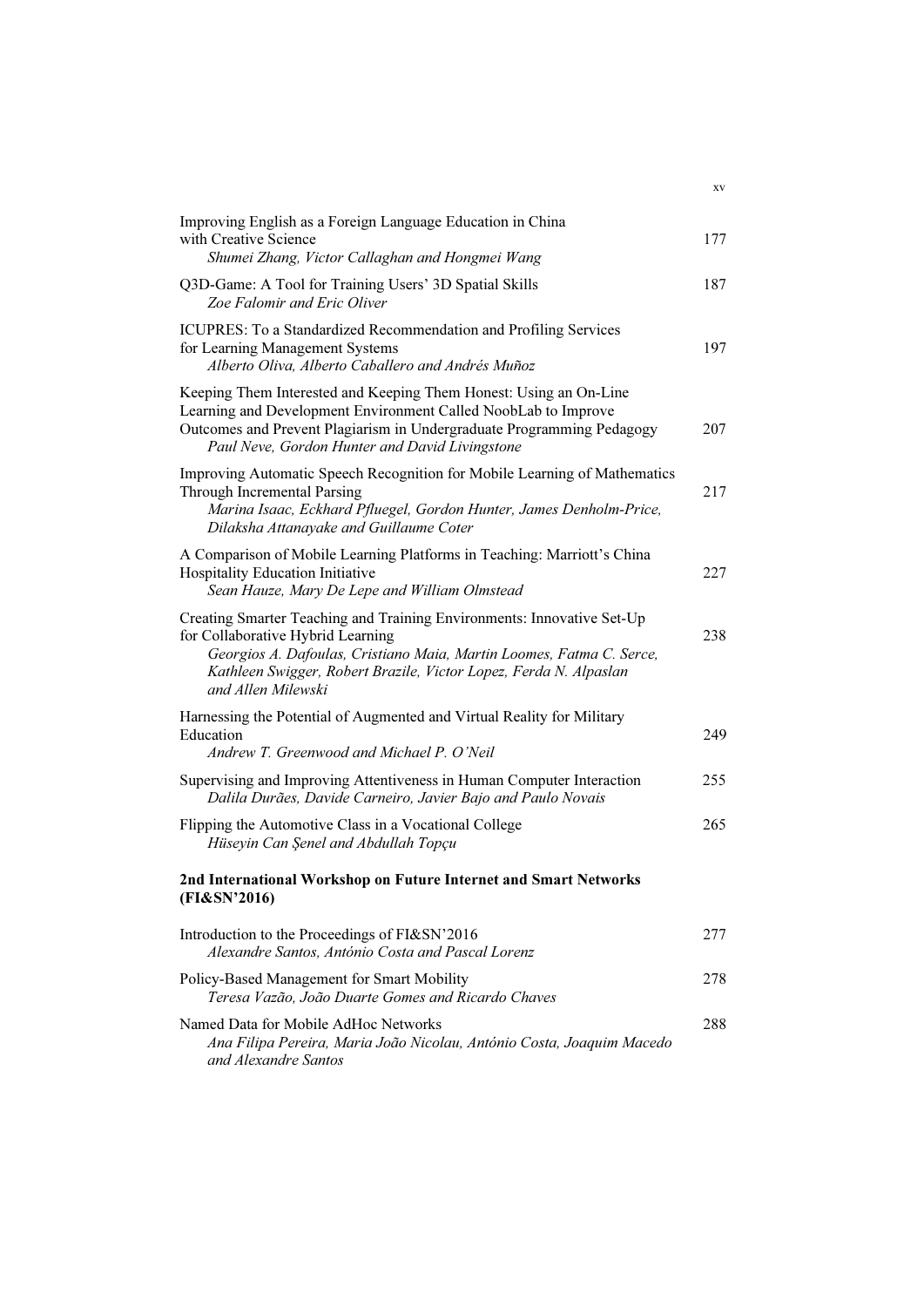Improving English as a Foreign Language Education in China with Creative Science 177
*Shumei Zhang, Victor Callaghan and Hongmei Wang*

Q3D-Game: A Tool for Training Users' 3D Spatial Skills 187
*Zoe Falomir and Eric Oliver*

ICUPRES: To a Standardized Recommendation and Profiling Services for Learning Management Systems 197
*Alberto Oliva, Alberto Caballero and Andrés Muñoz*

Keeping Them Interested and Keeping Them Honest: Using an On-Line Learning and Development Environment Called NoobLab to Improve Outcomes and Prevent Plagiarism in Undergraduate Programming Pedagogy 207
*Paul Neve, Gordon Hunter and David Livingstone*

Improving Automatic Speech Recognition for Mobile Learning of Mathematics Through Incremental Parsing 217
*Marina Isaac, Eckhard Pfluegel, Gordon Hunter, James Denholm-Price, Dilaksha Attanayake and Guillaume Coter*

A Comparison of Mobile Learning Platforms in Teaching: Marriott's China Hospitality Education Initiative 227
*Sean Hauze, Mary De Lepe and William Olmstead*

Creating Smarter Teaching and Training Environments: Innovative Set-Up for Collaborative Hybrid Learning 238
*Georgios A. Dafoulas, Cristiano Maia, Martin Loomes, Fatma C. Serce, Kathleen Swigger, Robert Brazile, Victor Lopez, Ferda N. Alpaslan and Allen Milewski*

Harnessing the Potential of Augmented and Virtual Reality for Military Education 249
*Andrew T. Greenwood and Michael P. O'Neil*

Supervising and Improving Attentiveness in Human Computer Interaction 255
*Dalila Durães, Davide Carneiro, Javier Bajo and Paulo Novais*

Flipping the Automotive Class in a Vocational College 265
*Hüseyin Can Şenel and Abdullah Topçu*

**2nd International Workshop on Future Internet and Smart Networks (FI&SN'2016)**

Introduction to the Proceedings of FI&SN'2016 277
*Alexandre Santos, António Costa and Pascal Lorenz*

Policy-Based Management for Smart Mobility 278
*Teresa Vazão, João Duarte Gomes and Ricardo Chaves*

Named Data for Mobile AdHoc Networks 288
*Ana Filipa Pereira, Maria João Nicolau, António Costa, Joaquim Macedo and Alexandre Santos*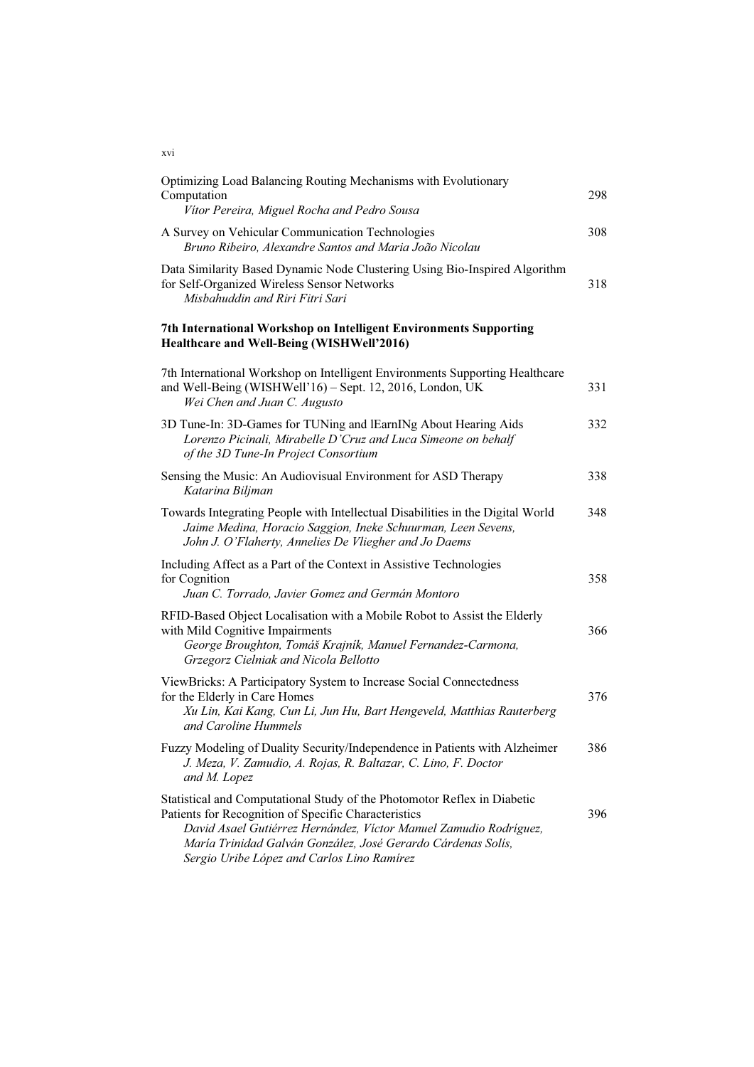Optimizing Load Balancing Routing Mechanisms with Evolutionary Computation 298
*Vítor Pereira, Miguel Rocha and Pedro Sousa*

A Survey on Vehicular Communication Technologies 308
*Bruno Ribeiro, Alexandre Santos and Maria João Nicolau*

Data Similarity Based Dynamic Node Clustering Using Bio-Inspired Algorithm for Self-Organized Wireless Sensor Networks 318
*Misbahuddin and Riri Fitri Sari*

**7th International Workshop on Intelligent Environments Supporting Healthcare and Well-Being (WISHWell'2016)**

7th International Workshop on Intelligent Environments Supporting Healthcare and Well-Being (WISHWell'16) – Sept. 12, 2016, London, UK 331
*Wei Chen and Juan C. Augusto*

3D Tune-In: 3D-Games for TUNing and lEarnINg About Hearing Aids 332
*Lorenzo Picinali, Mirabelle D'Cruz and Luca Simeone on behalf of the 3D Tune-In Project Consortium*

Sensing the Music: An Audiovisual Environment for ASD Therapy 338
*Katarina Biljman*

Towards Integrating People with Intellectual Disabilities in the Digital World 348
*Jaime Medina, Horacio Saggion, Ineke Schuurman, Leen Sevens, John J. O'Flaherty, Annelies De Vliegher and Jo Daems*

Including Affect as a Part of the Context in Assistive Technologies for Cognition 358
*Juan C. Torrado, Javier Gomez and Germán Montoro*

RFID-Based Object Localisation with a Mobile Robot to Assist the Elderly with Mild Cognitive Impairments 366
*George Broughton, Tomáš Krajník, Manuel Fernandez-Carmona, Grzegorz Cielniak and Nicola Bellotto*

ViewBricks: A Participatory System to Increase Social Connectedness for the Elderly in Care Homes 376
*Xu Lin, Kai Kang, Cun Li, Jun Hu, Bart Hengeveld, Matthias Rauterberg and Caroline Hummels*

Fuzzy Modeling of Duality Security/Independence in Patients with Alzheimer 386
*J. Meza, V. Zamudio, A. Rojas, R. Baltazar, C. Lino, F. Doctor and M. Lopez*

Statistical and Computational Study of the Photomotor Reflex in Diabetic Patients for Recognition of Specific Characteristics 396
*David Asael Gutiérrez Hernández, Víctor Manuel Zamudio Rodríguez, María Trinidad Galván González, José Gerardo Cárdenas Solís, Sergio Uribe López and Carlos Lino Ramírez*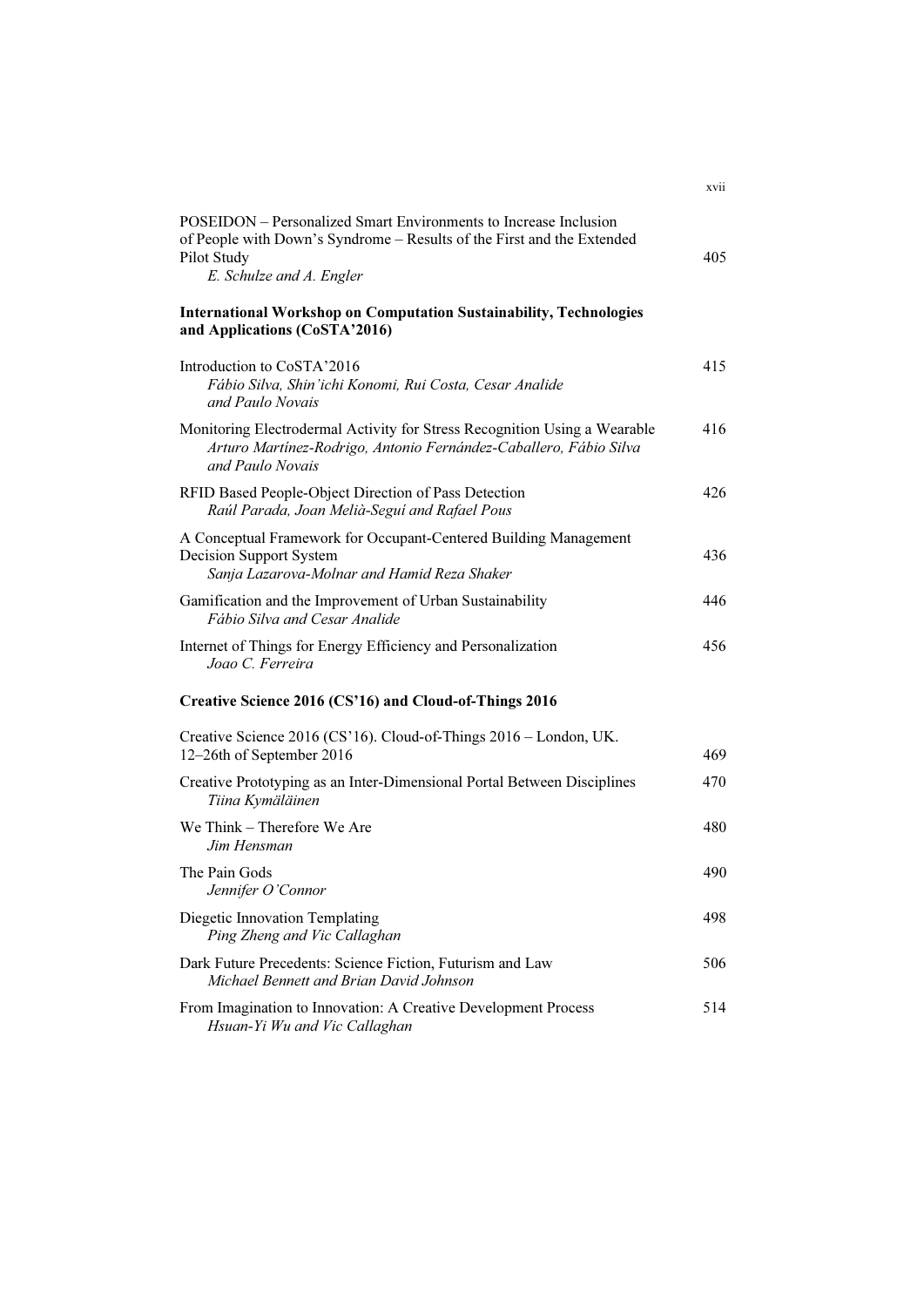POSEIDON – Personalized Smart Environments to Increase Inclusion of People with Down's Syndrome – Results of the First and the Extended Pilot Study 405
*E. Schulze and A. Engler*

**International Workshop on Computation Sustainability, Technologies and Applications (CoSTA'2016)**

Introduction to CoSTA'2016 415
*Fábio Silva, Shin'ichi Konomi, Rui Costa, Cesar Analide and Paulo Novais*

Monitoring Electrodermal Activity for Stress Recognition Using a Wearable 416
*Arturo Martínez-Rodrigo, Antonio Fernández-Caballero, Fábio Silva and Paulo Novais*

RFID Based People-Object Direction of Pass Detection 426
*Raúl Parada, Joan Melià-Seguí and Rafael Pous*

A Conceptual Framework for Occupant-Centered Building Management Decision Support System 436
*Sanja Lazarova-Molnar and Hamid Reza Shaker*

Gamification and the Improvement of Urban Sustainability 446
*Fábio Silva and Cesar Analide*

Internet of Things for Energy Efficiency and Personalization 456
*Joao C. Ferreira*

**Creative Science 2016 (CS'16) and Cloud-of-Things 2016**

Creative Science 2016 (CS'16). Cloud-of-Things 2016 – London, UK. 12–26th of September 2016 469

Creative Prototyping as an Inter-Dimensional Portal Between Disciplines 470
*Tiina Kymäläinen*

We Think – Therefore We Are 480
*Jim Hensman*

The Pain Gods 490
*Jennifer O'Connor*

Diegetic Innovation Templating 498
*Ping Zheng and Vic Callaghan*

Dark Future Precedents: Science Fiction, Futurism and Law 506
*Michael Bennett and Brian David Johnson*

From Imagination to Innovation: A Creative Development Process 514
*Hsuan-Yi Wu and Vic Callaghan*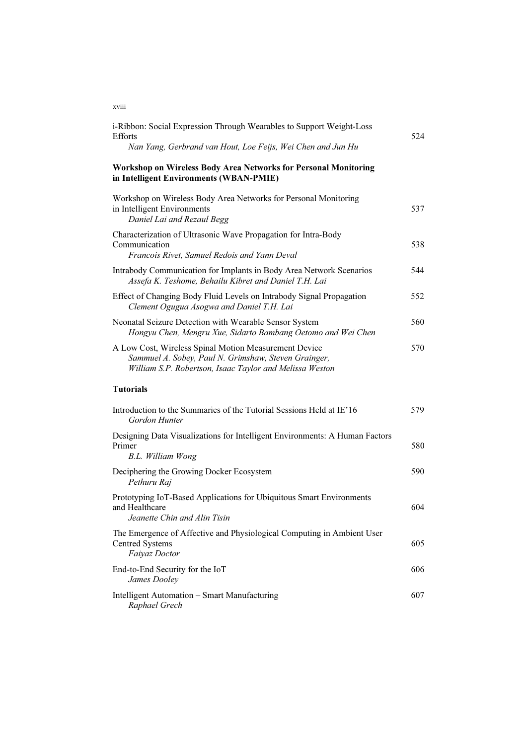i-Ribbon: Social Expression Through Wearables to Support Weight-Loss Efforts 524
*Nan Yang, Gerbrand van Hout, Loe Feijs, Wei Chen and Jun Hu*

**Workshop on Wireless Body Area Networks for Personal Monitoring in Intelligent Environments (WBAN-PMIE)**

Workshop on Wireless Body Area Networks for Personal Monitoring in Intelligent Environments 537
*Daniel Lai and Rezaul Begg*

Characterization of Ultrasonic Wave Propagation for Intra-Body Communication 538
*Francois Rivet, Samuel Redois and Yann Deval*

Intrabody Communication for Implants in Body Area Network Scenarios 544
*Assefa K. Teshome, Behailu Kibret and Daniel T.H. Lai*

Effect of Changing Body Fluid Levels on Intrabody Signal Propagation 552
*Clement Ogugua Asogwa and Daniel T.H. Lai*

Neonatal Seizure Detection with Wearable Sensor System 560
*Hongyu Chen, Mengru Xue, Sidarto Bambang Oetomo and Wei Chen*

A Low Cost, Wireless Spinal Motion Measurement Device 570
*Sammuel A. Sobey, Paul N. Grimshaw, Steven Grainger, William S.P. Robertson, Isaac Taylor and Melissa Weston*

**Tutorials**

Introduction to the Summaries of the Tutorial Sessions Held at IE'16 579
*Gordon Hunter*

Designing Data Visualizations for Intelligent Environments: A Human Factors Primer 580
*B.L. William Wong*

Deciphering the Growing Docker Ecosystem 590
*Pethuru Raj*

Prototyping IoT-Based Applications for Ubiquitous Smart Environments and Healthcare 604
*Jeanette Chin and Alin Tisin*

The Emergence of Affective and Physiological Computing in Ambient User Centred Systems 605
*Faiyaz Doctor*

End-to-End Security for the IoT 606
*James Dooley*

Intelligent Automation – Smart Manufacturing 607
*Raphael Grech*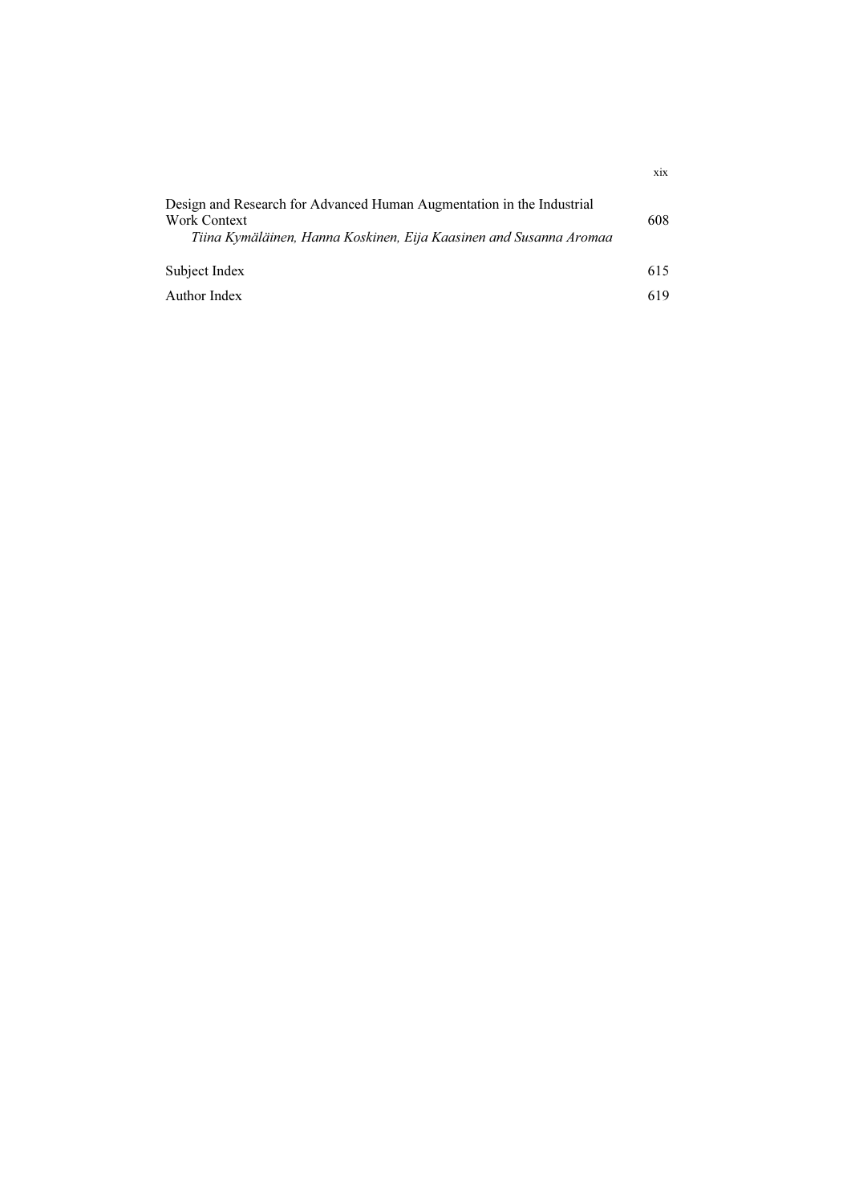Design and Research for Advanced Human Augmentation in the Industrial Work Context 608
*Tiina Kymäläinen, Hanna Koskinen, Eija Kaasinen and Susanna Aromaa*

Subject Index 615

Author Index 619